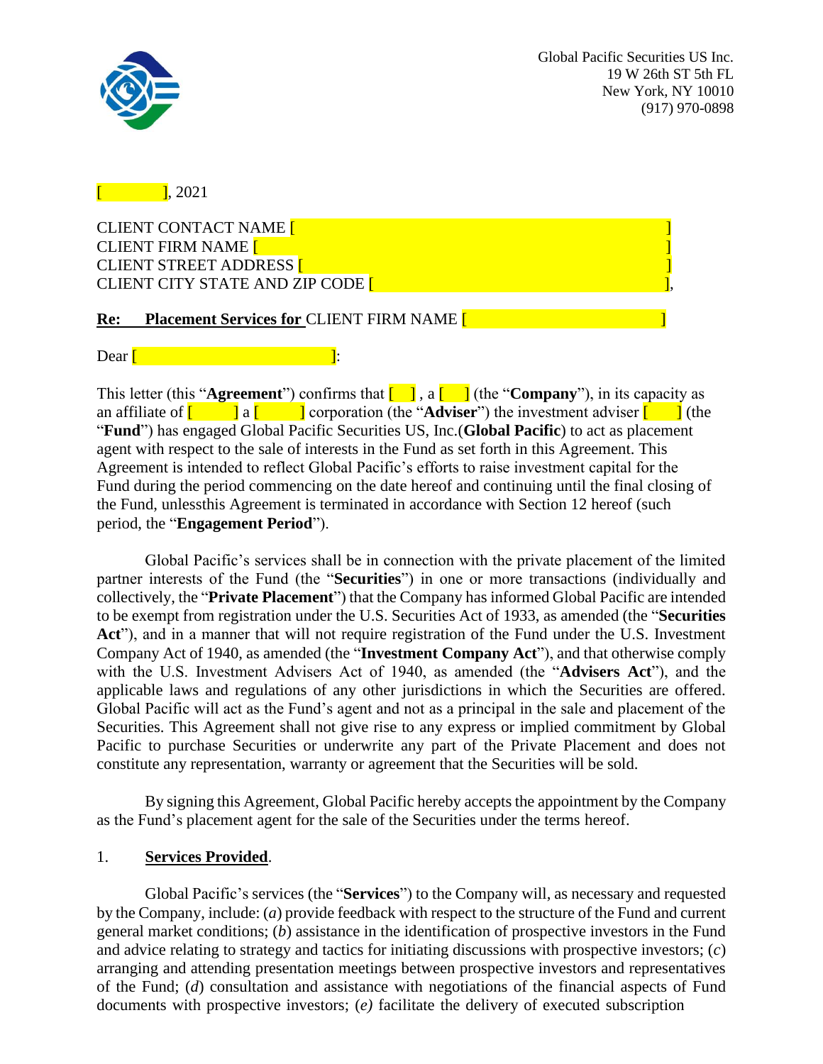Global Pacific Securities US Inc.
19 W 26th ST 5th FL
New York, NY 10010
(917) 970-0898

[ ], 2021

CLIENT CONTACT NAME [ ]
CLIENT FIRM NAME [ ]
CLIENT STREET ADDRESS [ ]
CLIENT CITY STATE AND ZIP CODE [ ],

**Re: <u>Placement Services for</u>** CLIENT FIRM NAME [ ]

Dear [ ]:

This letter (this "**Agreement**") confirms that [ ] , a [ ] (the "**Company**"), in its capacity as an affiliate of [ ] a [ ] corporation (the "**Adviser**") the investment adviser [ ] (the "**Fund**") has engaged Global Pacific Securities US, Inc.(**Global Pacific**) to act as placement agent with respect to the sale of interests in the Fund as set forth in this Agreement. This Agreement is intended to reflect Global Pacific's efforts to raise investment capital for the Fund during the period commencing on the date hereof and continuing until the final closing of the Fund, unlessthis Agreement is terminated in accordance with Section 12 hereof (such period, the "**Engagement Period**").

Global Pacific's services shall be in connection with the private placement of the limited partner interests of the Fund (the "**Securities**") in one or more transactions (individually and collectively, the "**Private Placement**") that the Company has informed Global Pacific are intended to be exempt from registration under the U.S. Securities Act of 1933, as amended (the "**Securities Act**"), and in a manner that will not require registration of the Fund under the U.S. Investment Company Act of 1940, as amended (the "**Investment Company Act**"), and that otherwise comply with the U.S. Investment Advisers Act of 1940, as amended (the "**Advisers Act**"), and the applicable laws and regulations of any other jurisdictions in which the Securities are offered. Global Pacific will act as the Fund's agent and not as a principal in the sale and placement of the Securities. This Agreement shall not give rise to any express or implied commitment by Global Pacific to purchase Securities or underwrite any part of the Private Placement and does not constitute any representation, warranty or agreement that the Securities will be sold.

By signing this Agreement, Global Pacific hereby accepts the appointment by the Company as the Fund's placement agent for the sale of the Securities under the terms hereof.

1. **<u>Services Provided</u>**.

Global Pacific's services (the "**Services**") to the Company will, as necessary and requested by the Company, include: (*a*) provide feedback with respect to the structure of the Fund and current general market conditions; (*b*) assistance in the identification of prospective investors in the Fund and advice relating to strategy and tactics for initiating discussions with prospective investors; (*c*) arranging and attending presentation meetings between prospective investors and representatives of the Fund; (*d*) consultation and assistance with negotiations of the financial aspects of Fund documents with prospective investors; (*e)* facilitate the delivery of executed subscription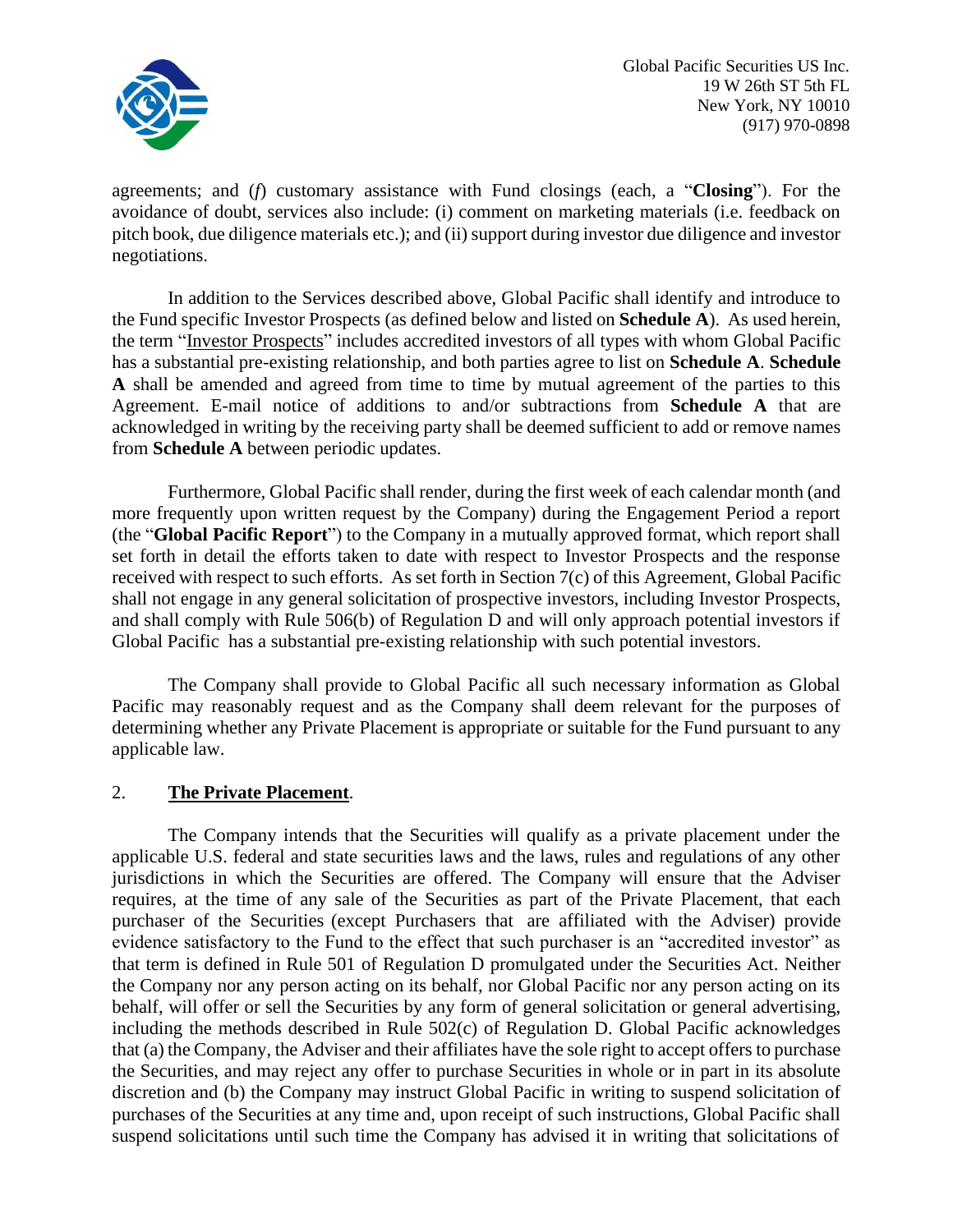agreements; and (*f*) customary assistance with Fund closings (each, a "**Closing**"). For the avoidance of doubt, services also include: (i) comment on marketing materials (i.e. feedback on pitch book, due diligence materials etc.); and (ii) support during investor due diligence and investor negotiations.

In addition to the Services described above, Global Pacific shall identify and introduce to the Fund specific Investor Prospects (as defined below and listed on **Schedule A**). As used herein, the term "Investor Prospects" includes accredited investors of all types with whom Global Pacific has a substantial pre-existing relationship, and both parties agree to list on **Schedule A**. **Schedule A** shall be amended and agreed from time to time by mutual agreement of the parties to this Agreement. E-mail notice of additions to and/or subtractions from **Schedule A** that are acknowledged in writing by the receiving party shall be deemed sufficient to add or remove names from **Schedule A** between periodic updates.

Furthermore, Global Pacific shall render, during the first week of each calendar month (and more frequently upon written request by the Company) during the Engagement Period a report (the "**Global Pacific Report**") to the Company in a mutually approved format, which report shall set forth in detail the efforts taken to date with respect to Investor Prospects and the response received with respect to such efforts. As set forth in Section 7(c) of this Agreement, Global Pacific shall not engage in any general solicitation of prospective investors, including Investor Prospects, and shall comply with Rule 506(b) of Regulation D and will only approach potential investors if Global Pacific has a substantial pre-existing relationship with such potential investors.

The Company shall provide to Global Pacific all such necessary information as Global Pacific may reasonably request and as the Company shall deem relevant for the purposes of determining whether any Private Placement is appropriate or suitable for the Fund pursuant to any applicable law.

## 2. **The Private Placement**.

The Company intends that the Securities will qualify as a private placement under the applicable U.S. federal and state securities laws and the laws, rules and regulations of any other jurisdictions in which the Securities are offered. The Company will ensure that the Adviser requires, at the time of any sale of the Securities as part of the Private Placement, that each purchaser of the Securities (except Purchasers that are affiliated with the Adviser) provide evidence satisfactory to the Fund to the effect that such purchaser is an "accredited investor" as that term is defined in Rule 501 of Regulation D promulgated under the Securities Act. Neither the Company nor any person acting on its behalf, nor Global Pacific nor any person acting on its behalf, will offer or sell the Securities by any form of general solicitation or general advertising, including the methods described in Rule 502(c) of Regulation D. Global Pacific acknowledges that (a) the Company, the Adviser and their affiliates have the sole right to accept offers to purchase the Securities, and may reject any offer to purchase Securities in whole or in part in its absolute discretion and (b) the Company may instruct Global Pacific in writing to suspend solicitation of purchases of the Securities at any time and, upon receipt of such instructions, Global Pacific shall suspend solicitations until such time the Company has advised it in writing that solicitations of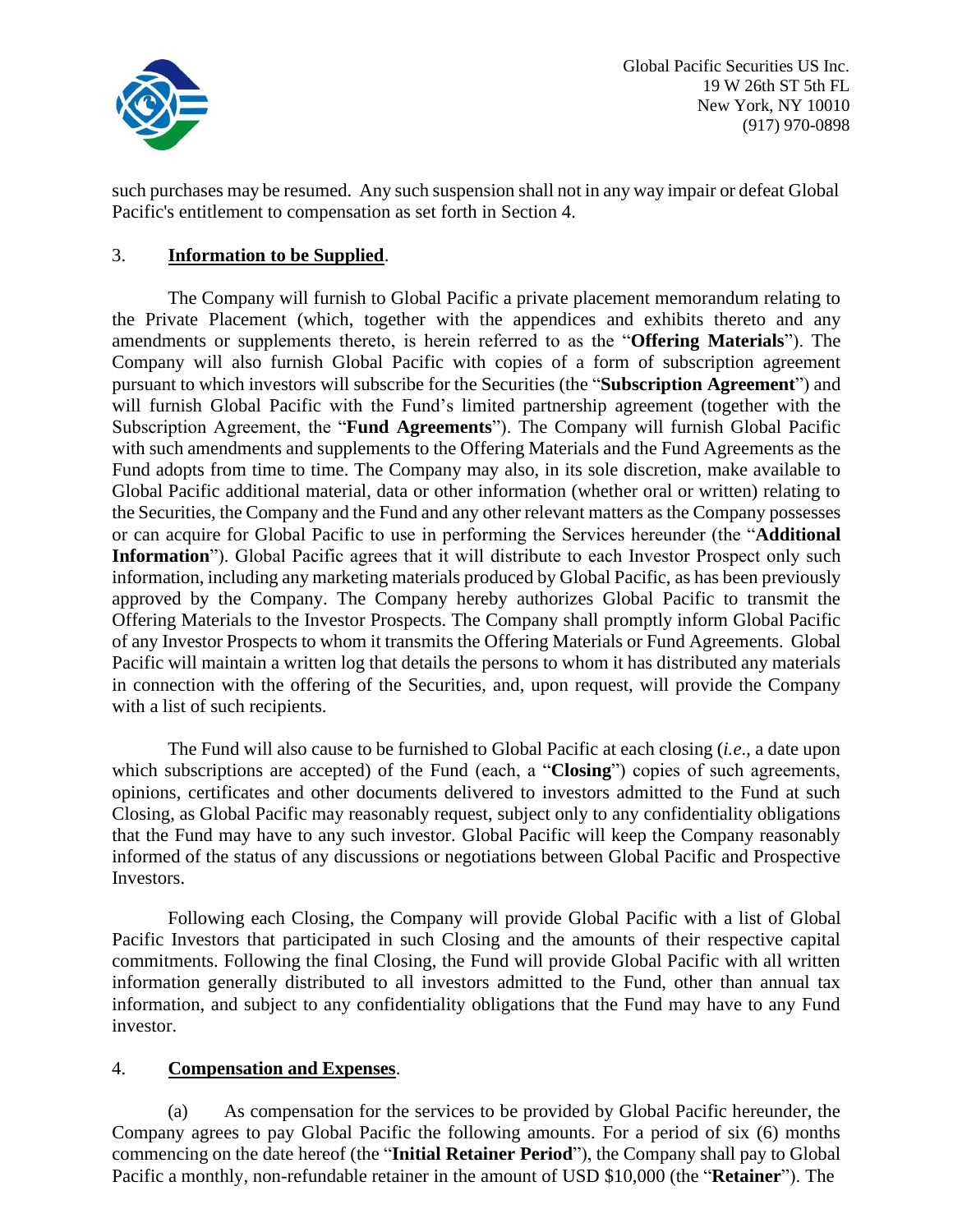such purchases may be resumed. Any such suspension shall not in any way impair or defeat Global Pacific's entitlement to compensation as set forth in Section 4.

3. **Information to be Supplied**.

The Company will furnish to Global Pacific a private placement memorandum relating to the Private Placement (which, together with the appendices and exhibits thereto and any amendments or supplements thereto, is herein referred to as the "**Offering Materials**"). The Company will also furnish Global Pacific with copies of a form of subscription agreement pursuant to which investors will subscribe for the Securities (the "**Subscription Agreement**") and will furnish Global Pacific with the Fund's limited partnership agreement (together with the Subscription Agreement, the "**Fund Agreements**"). The Company will furnish Global Pacific with such amendments and supplements to the Offering Materials and the Fund Agreements as the Fund adopts from time to time. The Company may also, in its sole discretion, make available to Global Pacific additional material, data or other information (whether oral or written) relating to the Securities, the Company and the Fund and any other relevant matters as the Company possesses or can acquire for Global Pacific to use in performing the Services hereunder (the "**Additional Information**"). Global Pacific agrees that it will distribute to each Investor Prospect only such information, including any marketing materials produced by Global Pacific, as has been previously approved by the Company. The Company hereby authorizes Global Pacific to transmit the Offering Materials to the Investor Prospects. The Company shall promptly inform Global Pacific of any Investor Prospects to whom it transmits the Offering Materials or Fund Agreements. Global Pacific will maintain a written log that details the persons to whom it has distributed any materials in connection with the offering of the Securities, and, upon request, will provide the Company with a list of such recipients.

The Fund will also cause to be furnished to Global Pacific at each closing (*i.e.*, a date upon which subscriptions are accepted) of the Fund (each, a "**Closing**") copies of such agreements, opinions, certificates and other documents delivered to investors admitted to the Fund at such Closing, as Global Pacific may reasonably request, subject only to any confidentiality obligations that the Fund may have to any such investor. Global Pacific will keep the Company reasonably informed of the status of any discussions or negotiations between Global Pacific and Prospective Investors.

Following each Closing, the Company will provide Global Pacific with a list of Global Pacific Investors that participated in such Closing and the amounts of their respective capital commitments. Following the final Closing, the Fund will provide Global Pacific with all written information generally distributed to all investors admitted to the Fund, other than annual tax information, and subject to any confidentiality obligations that the Fund may have to any Fund investor.

4. **Compensation and Expenses**.

(a) As compensation for the services to be provided by Global Pacific hereunder, the Company agrees to pay Global Pacific the following amounts. For a period of six (6) months commencing on the date hereof (the "**Initial Retainer Period**"), the Company shall pay to Global Pacific a monthly, non-refundable retainer in the amount of USD $10,000 (the "**Retainer**"). The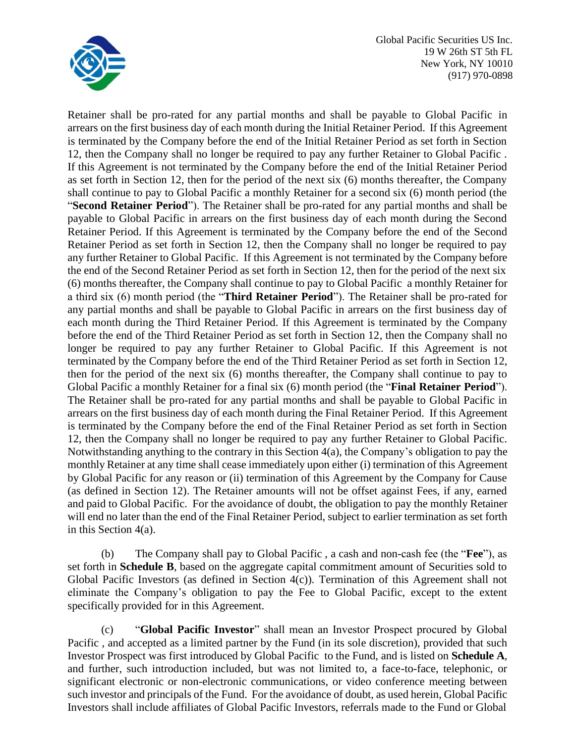Retainer shall be pro-rated for any partial months and shall be payable to Global Pacific in arrears on the first business day of each month during the Initial Period. If this Agreement is terminated by the Company before the end of the Initial Retainer Period as set forth in Section 12, then the Company shall no longer be required to pay any further Retainer to Global Pacific . If this Agreement is not terminated by the Company before the end of the Initial Retainer Period as set forth in Section 12, then for the period of the next six (6) months thereafter, the Company shall continue to pay to Global Pacific a monthly Retainer for a second six (6) month period (the "**Second Retainer Period**"). The Retainer shall be pro-rated for any partial months and shall be payable to Global Pacific in arrears on the first business day of each month during the Second Retainer Period. If this Agreement is terminated by the Company before the end of the Second Retainer Period as set forth in Section 12, then the Company shall no longer be required to pay any further Retainer to Global Pacific. If this Agreement is not terminated by the Company before the end of the Second Retainer Period as set forth in Section 12, then for the period of the next six (6) months thereafter, the Company shall continue to pay to Global Pacific a monthly Retainer for a third six (6) month period (the "**Third Retainer Period**"). The Retainer shall be pro-rated for any partial months and shall be payable to Global Pacific in arrears on the first business day of each month during the Third Retainer Period. If this Agreement is terminated by the Company before the end of the Third Retainer Period as set forth in Section 12, then the Company shall no longer be required to pay any further Retainer to Global Pacific. If this Agreement is not terminated by the Company before the end of the Third Retainer Period as set forth in Section 12, then for the period of the next six (6) months thereafter, the Company shall continue to pay to Global Pacific a monthly Retainer for a final six (6) month period (the "**Final Retainer Period**"). The Retainer shall be pro-rated for any partial months and shall be payable to Global Pacific in arrears on the first business day of each month during the Final Retainer Period. If this Agreement is terminated by the Company before the end of the Final Retainer Period as set forth in Section 12, then the Company shall no longer be required to pay any further Retainer to Global Pacific. Notwithstanding anything to the contrary in this Section 4(a), the Company's obligation to pay the monthly Retainer at any time shall cease immediately upon either (i) termination of this Agreement by Global Pacific for any reason or (ii) termination of this Agreement by the Company for Cause (as defined in Section 12). The Retainer amounts will not be offset against Fees, if any, earned and paid to Global Pacific. For the avoidance of doubt, the obligation to pay the monthly Retainer will end no later than the end of the Final Retainer Period, subject to earlier termination as set forth in this Section 4(a).

(b) The Company shall pay to Global Pacific , a cash and non-cash fee (the "**Fee**"), as set forth in **Schedule B**, based on the aggregate capital commitment amount of Securities sold to Global Pacific Investors (as defined in Section 4(c)). Termination of this Agreement shall not eliminate the Company's obligation to pay the Fee to Global Pacific, except to the extent specifically provided for in this Agreement.

(c) "**Global Pacific Investor**" shall mean an Investor Prospect procured by Global Pacific , and accepted as a limited partner by the Fund (in its sole discretion), provided that such Investor Prospect was first introduced by Global Pacific to the Fund, and is listed on **Schedule A**, and further, such introduction included, but was not limited to, a face-to-face, telephonic, or significant electronic or non-electronic communications, or video conference meeting between such investor and principals of the Fund. For the avoidance of doubt, as used herein, Global Pacific Investors shall include affiliates of Global Pacific Investors, referrals made to the Fund or Global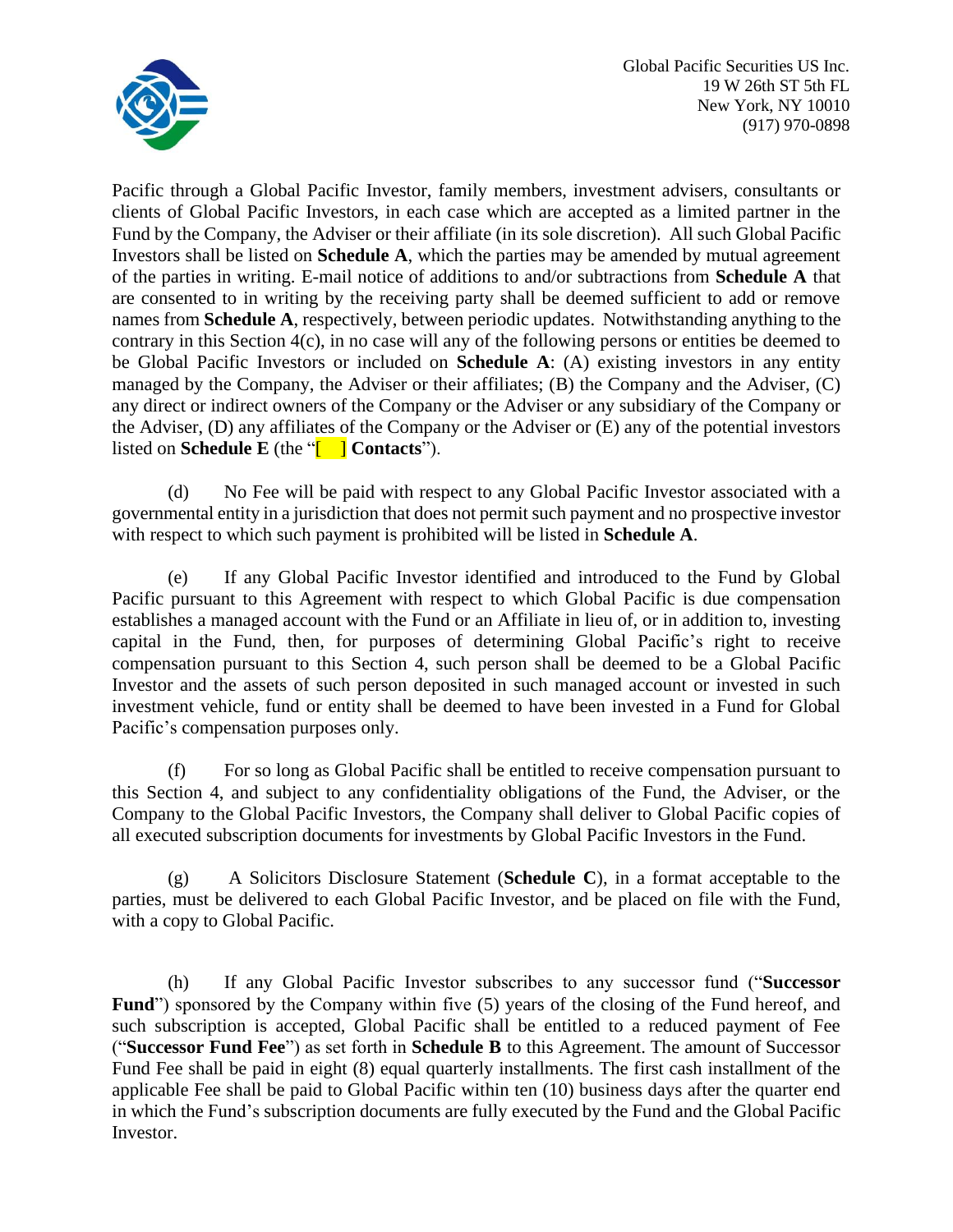Pacific through a Global Pacific Investor, family members, investment advisers, consultants or clients of Global Pacific Investors, in each case which are accepted as a limited partner in the Fund by the Company, the Adviser or their affiliate (in its sole discretion). All such Global Pacific Investors shall be listed on **Schedule A**, which the parties may be amended by mutual agreement of the parties in writing. E-mail notice of additions to and/or subtractions from **Schedule A** that are consented to in writing by the receiving party shall be deemed sufficient to add or remove names from **Schedule A**, respectively, between periodic updates. Notwithstanding anything to the contrary in this Section 4(c), in no case will any of the following persons or entities be deemed to be Global Pacific Investors or included on **Schedule A**: (A) existing investors in any entity managed by the Company, the Adviser or their affiliates; (B) the Company and the Adviser, (C) any direct or indirect owners of the Company or the Adviser or any subsidiary of the Company or the Adviser, (D) any affiliates of the Company or the Adviser or (E) any of the potential investors listed on **Schedule E** (the "[ ] **Contacts**").

(d) No Fee will be paid with respect to any Global Pacific Investor associated with a governmental entity in a jurisdiction that does not permit such payment and no prospective investor with respect to which such payment is prohibited will be listed in **Schedule A**.

(e) If any Global Pacific Investor identified and introduced to the Fund by Global Pacific pursuant to this Agreement with respect to which Global Pacific is due compensation establishes a managed account with the Fund or an Affiliate in lieu of, or in addition to, investing capital in the Fund, then, for purposes of determining Global Pacific's right to receive compensation pursuant to this Section 4, such person shall be deemed to be a Global Pacific Investor and the assets of such person deposited in such managed account or invested in such investment vehicle, fund or entity shall be deemed to have been invested in a Fund for Global Pacific's compensation purposes only.

(f) For so long as Global Pacific shall be entitled to receive compensation pursuant to this Section 4, and subject to any confidentiality obligations of the Fund, the Adviser, or the Company to the Global Pacific Investors, the Company shall deliver to Global Pacific copies of all executed subscription documents for investments by Global Pacific Investors in the Fund.

(g) A Solicitors Disclosure Statement (**Schedule C**), in a format acceptable to the parties, must be delivered to each Global Pacific Investor, and be placed on file with the Fund, with a copy to Global Pacific.

(h) If any Global Pacific Investor subscribes to any successor fund ("**Successor Fund**") sponsored by the Company within five (5) years of the closing of the Fund hereof, and such subscription is accepted, Global Pacific shall be entitled to a reduced payment of Fee ("**Successor Fund Fee**") as set forth in **Schedule B** to this Agreement. The amount of Successor Fund Fee shall be paid in eight (8) equal quarterly installments. The first cash installment of the applicable Fee shall be paid to Global Pacific within ten (10) business days after the quarter end in which the Fund's subscription documents are fully executed by the Fund and the Global Pacific Investor.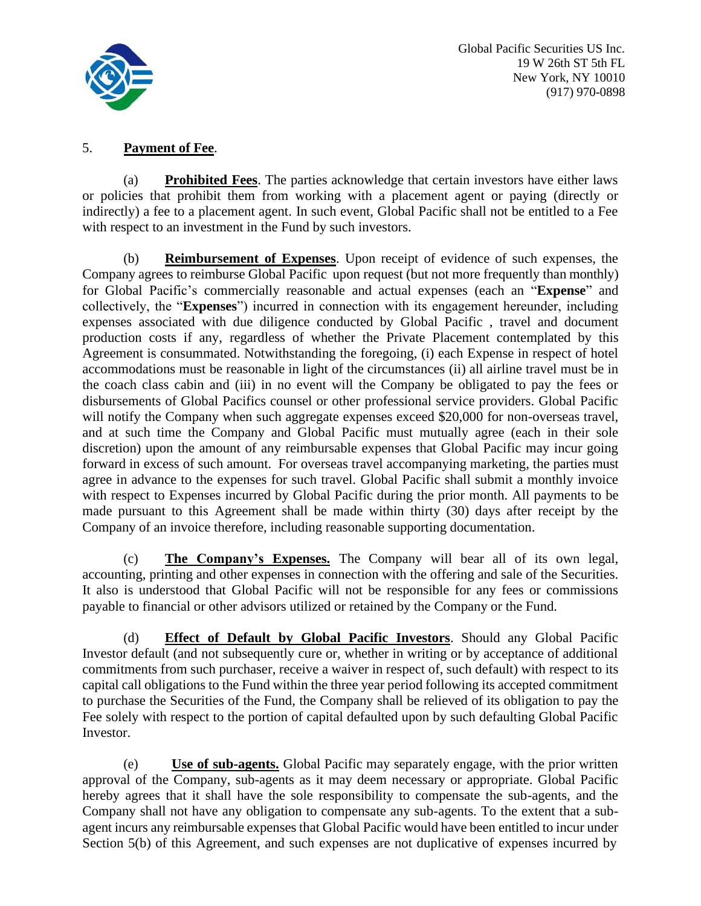5. **Payment of Fee**.

(a) **Prohibited Fees**. The parties acknowledge that certain investors have either laws or policies that prohibit them from working with a placement agent or paying (directly or indirectly) a fee to a placement agent. In such event, Global Pacific shall not be entitled to a Fee with respect to an investment in the Fund by such investors.

(b) **Reimbursement of Expenses**. Upon receipt of evidence of such expenses, the Company agrees to reimburse Global Pacific upon request (but not more frequently than monthly) for Global Pacific's commercially reasonable and actual expenses (each an "**Expense**" and collectively, the "**Expenses**") incurred in connection with its engagement hereunder, including expenses associated with due diligence conducted by Global Pacific , travel and document production costs if any, regardless of whether the Private Placement contemplated by this Agreement is consummated. Notwithstanding the foregoing, (i) each Expense in respect of hotel accommodations must be reasonable in light of the circumstances (ii) all airline travel must be in the coach class cabin and (iii) in no event will the Company be obligated to pay the fees or disbursements of Global Pacifics counsel or other professional service providers. Global Pacific will notify the Company when such aggregate expenses exceed $20,000 for non-overseas travel, and at such time the Company and Global Pacific must mutually agree (each in their sole discretion) upon the amount of any reimbursable expenses that Global Pacific may incur going forward in excess of such amount. For overseas travel accompanying marketing, the parties must agree in advance to the expenses for such travel. Global Pacific shall submit a monthly invoice with respect to Expenses incurred by Global Pacific during the prior month. All payments to be made pursuant to this Agreement shall be made within thirty (30) days after receipt by the Company of an invoice therefore, including reasonable supporting documentation.

(c) **The Company's Expenses.** The Company will bear all of its own legal, accounting, printing and other expenses in connection with the offering and sale of the Securities. It also is understood that Global Pacific will not be responsible for any fees or commissions payable to financial or other advisors utilized or retained by the Company or the Fund.

(d) **Effect of Default by Global Pacific Investors**. Should any Global Pacific Investor default (and not subsequently cure or, whether in writing or by acceptance of additional commitments from such purchaser, receive a waiver in respect of, such default) with respect to its capital call obligations to the Fund within the three year period following its accepted commitment to purchase the Securities of the Fund, the Company shall be relieved of its obligation to pay the Fee solely with respect to the portion of capital defaulted upon by such defaulting Global Pacific Investor.

(e) **Use of sub-agents.** Global Pacific may separately engage, with the prior written approval of the Company, sub-agents as it may deem necessary or appropriate. Global Pacific hereby agrees that it shall have the sole responsibility to compensate the sub-agents, and the Company shall not have any obligation to compensate any sub-agents. To the extent that a sub-agent incurs any reimbursable expenses that Global Pacific would have been entitled to incur under Section 5(b) of this Agreement, and such expenses are not duplicative of expenses incurred by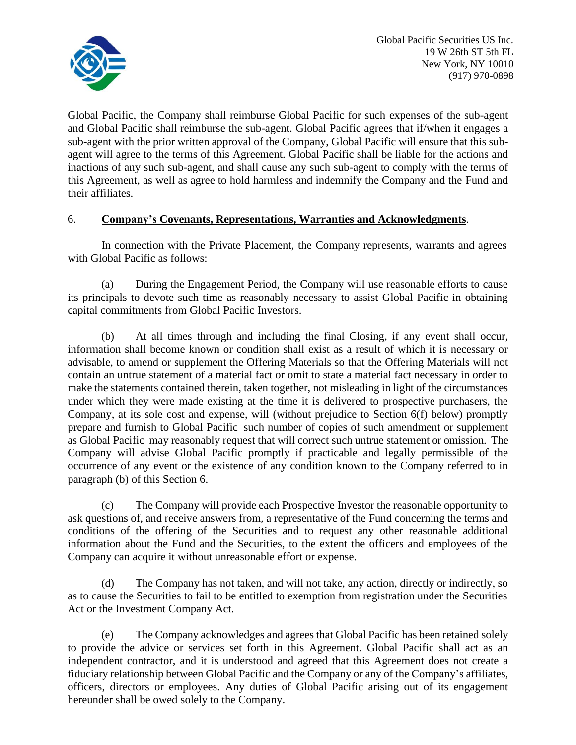Global Pacific, the Company shall reimburse Global Pacific for such expenses of the sub-agent and Global Pacific shall reimburse the sub-agent. Global Pacific agrees that if/when it engages a sub-agent with the prior written approval of the Company, Global Pacific will ensure that this sub-agent will agree to the terms of this Agreement. Global Pacific shall be liable for the actions and inactions of any such sub-agent, and shall cause any such sub-agent to comply with the terms of this Agreement, as well as agree to hold harmless and indemnify the Company and the Fund and their affiliates.

6. **<u>Company's Covenants, Representations, Warranties and Acknowledgments</u>**.

In connection with the Private Placement, the Company represents, warrants and agrees with Global Pacific as follows:

(a) During the Engagement Period, the Company will use reasonable efforts to cause its principals to devote such time as reasonably necessary to assist Global Pacific in obtaining capital commitments from Global Pacific Investors.

(b) At all times through and including the final Closing, if any event shall occur, information shall become known or condition shall exist as a result of which it is necessary or advisable, to amend or supplement the Offering Materials so that the Offering Materials will not contain an untrue statement of a material fact or omit to state a material fact necessary in order to make the statements contained therein, taken together, not misleading in light of the circumstances under which they were made existing at the time it is delivered to prospective purchasers, the Company, at its sole cost and expense, will (without prejudice to Section 6(f) below) promptly prepare and furnish to Global Pacific such number of copies of such amendment or supplement as Global Pacific may reasonably request that will correct such untrue statement or omission. The Company will advise Global Pacific promptly if practicable and legally permissible of the occurrence of any event or the existence of any condition known to the Company referred to in paragraph (b) of this Section 6.

(c) The Company will provide each Prospective Investor the reasonable opportunity to ask questions of, and receive answers from, a representative of the Fund concerning the terms and conditions of the offering of the Securities and to request any other reasonable additional information about the Fund and the Securities, to the extent the officers and employees of the Company can acquire it without unreasonable effort or expense.

(d) The Company has not taken, and will not take, any action, directly or indirectly, so as to cause the Securities to fail to be entitled to exemption from registration under the Securities Act or the Investment Company Act.

(e) The Company acknowledges and agrees that Global Pacific has been retained solely to provide the advice or services set forth in this Agreement. Global Pacific shall act as an independent contractor, and it is understood and agreed that this Agreement does not create a fiduciary relationship between Global Pacific and the Company or any of the Company's affiliates, officers, directors or employees. Any duties of Global Pacific arising out of its engagement hereunder shall be owed solely to the Company.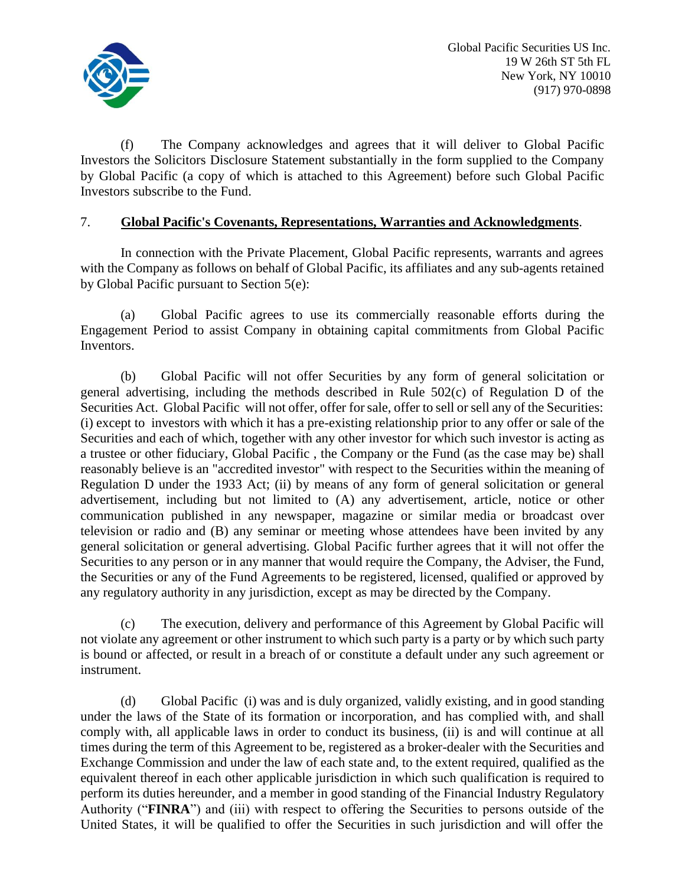(f) The Company acknowledges and agrees that it will deliver to Global Pacific Investors the Solicitors Disclosure Statement substantially in the form supplied to the Company by Global Pacific (a copy of which is attached to this Agreement) before such Global Pacific Investors subscribe to the Fund.

7. **Global Pacific's Covenants, Representations, Warranties and Acknowledgments**.

In connection with the Private Placement, Global Pacific represents, warrants and agrees with the Company as follows on behalf of Global Pacific, its affiliates and any sub-agents retained by Global Pacific pursuant to Section 5(e):

(a) Global Pacific agrees to use its commercially reasonable efforts during the Engagement Period to assist Company in obtaining capital commitments from Global Pacific Inventors.

(b) Global Pacific will not offer Securities by any form of general solicitation or general advertising, including the methods described in Rule 502(c) of Regulation D of the Securities Act. Global Pacific will not offer, offer for sale, offer to sell or sell any of the Securities: (i) except to investors with which it has a pre-existing relationship prior to any offer or sale of the Securities and each of which, together with any other investor for which such investor is acting as a trustee or other fiduciary, Global Pacific , the Company or the Fund (as the case may be) shall reasonably believe is an "accredited investor" with respect to the Securities within the meaning of Regulation D under the 1933 Act; (ii) by means of any form of general solicitation or general advertisement, including but not limited to (A) any advertisement, article, notice or other communication published in any newspaper, magazine or similar media or broadcast over television or radio and (B) any seminar or meeting whose attendees have been invited by any general solicitation or general advertising. Global Pacific further agrees that it will not offer the Securities to any person or in any manner that would require the Company, the Adviser, the Fund, the Securities or any of the Fund Agreements to be registered, licensed, qualified or approved by any regulatory authority in any jurisdiction, except as may be directed by the Company.

(c) The execution, delivery and performance of this Agreement by Global Pacific will not violate any agreement or other instrument to which such party is a party or by which such party is bound or affected, or result in a breach of or constitute a default under any such agreement or instrument.

(d) Global Pacific (i) was and is duly organized, validly existing, and in good standing under the laws of the State of its formation or incorporation, and has complied with, and shall comply with, all applicable laws in order to conduct its business, (ii) is and will continue at all times during the term of this Agreement to be, registered as a broker-dealer with the Securities and Exchange Commission and under the law of each state and, to the extent required, qualified as the equivalent thereof in each other applicable jurisdiction in which such qualification is required to perform its duties hereunder, and a member in good standing of the Financial Industry Regulatory Authority ("**FINRA**") and (iii) with respect to offering the Securities to persons outside of the United States, it will be qualified to offer the Securities in such jurisdiction and will offer the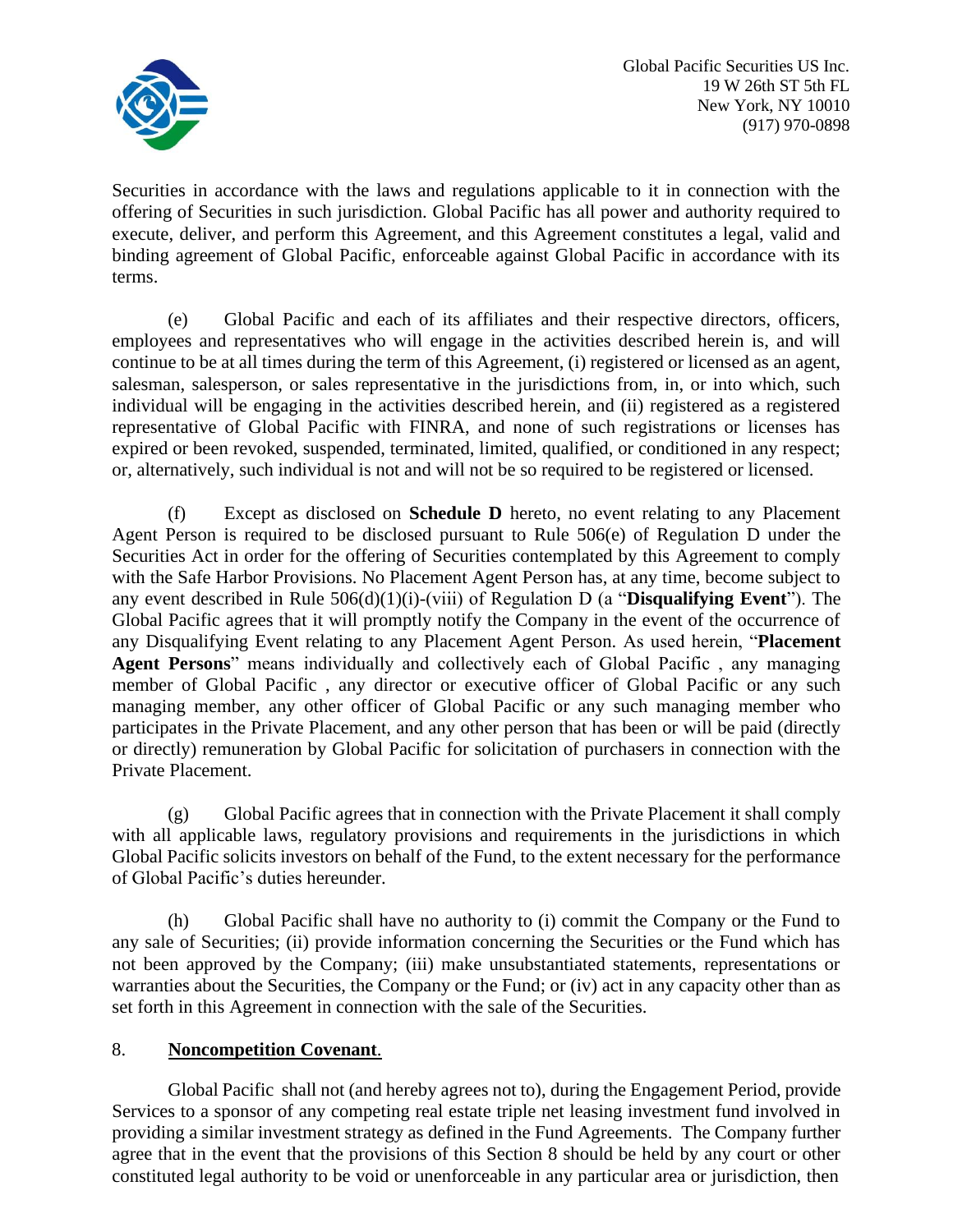Securities in accordance with the laws and regulations applicable to it in connection with the offering of Securities in such jurisdiction. Global Pacific has all power and authority required to execute, deliver, and perform this Agreement, and this Agreement constitutes a legal, valid and binding agreement of Global Pacific, enforceable against Global Pacific in accordance with its terms.

(e) Global Pacific and each of its affiliates and their respective directors, officers, employees and representatives who will engage in the activities described herein is, and will continue to be at all times during the term of this Agreement, (i) registered or licensed as an agent, salesman, salesperson, or sales representative in the jurisdictions from, in, or into which, such individual will be engaging in the activities described herein, and (ii) registered as a registered representative of Global Pacific with FINRA, and none of such registrations or licenses has expired or been revoked, suspended, terminated, limited, qualified, or conditioned in any respect; or, alternatively, such individual is not and will not be so required to be registered or licensed.

(f) Except as disclosed on **Schedule D** hereto, no event relating to any Placement Agent Person is required to be disclosed pursuant to Rule 506(e) of Regulation D under the Securities Act in order for the offering of Securities contemplated by this Agreement to comply with the Safe Harbor Provisions. No Placement Agent Person has, at any time, become subject to any event described in Rule 506(d)(1)(i)-(viii) of Regulation D (a "**Disqualifying Event**"). The Global Pacific agrees that it will promptly notify the Company in the event of the occurrence of any Disqualifying Event relating to any Placement Agent Person. As used herein, "**Placement Agent Persons**" means individually and collectively each of Global Pacific , any managing member of Global Pacific , any director or executive officer of Global Pacific or any such managing member, any other officer of Global Pacific or any such managing member who participates in the Private Placement, and any other person that has been or will be paid (directly or directly) remuneration by Global Pacific for solicitation of purchasers in connection with the Private Placement.

(g) Global Pacific agrees that in connection with the Private Placement it shall comply with all applicable laws, regulatory provisions and requirements in the jurisdictions in which Global Pacific solicits investors on behalf of the Fund, to the extent necessary for the performance of Global Pacific's duties hereunder.

(h) Global Pacific shall have no authority to (i) commit the Company or the Fund to any sale of Securities; (ii) provide information concerning the Securities or the Fund which has not been approved by the Company; (iii) make unsubstantiated statements, representations or warranties about the Securities, the Company or the Fund; or (iv) act in any capacity other than as set forth in this Agreement in connection with the sale of the Securities.

8. **Noncompetition Covenant**.

Global Pacific shall not (and hereby agrees not to), during the Engagement Period, provide Services to a sponsor of any competing real estate triple net leasing investment fund involved in providing a similar investment strategy as defined in the Fund Agreements. The Company further agree that in the event that the provisions of this Section 8 should be held by any court or other constituted legal authority to be void or unenforceable in any particular area or jurisdiction, then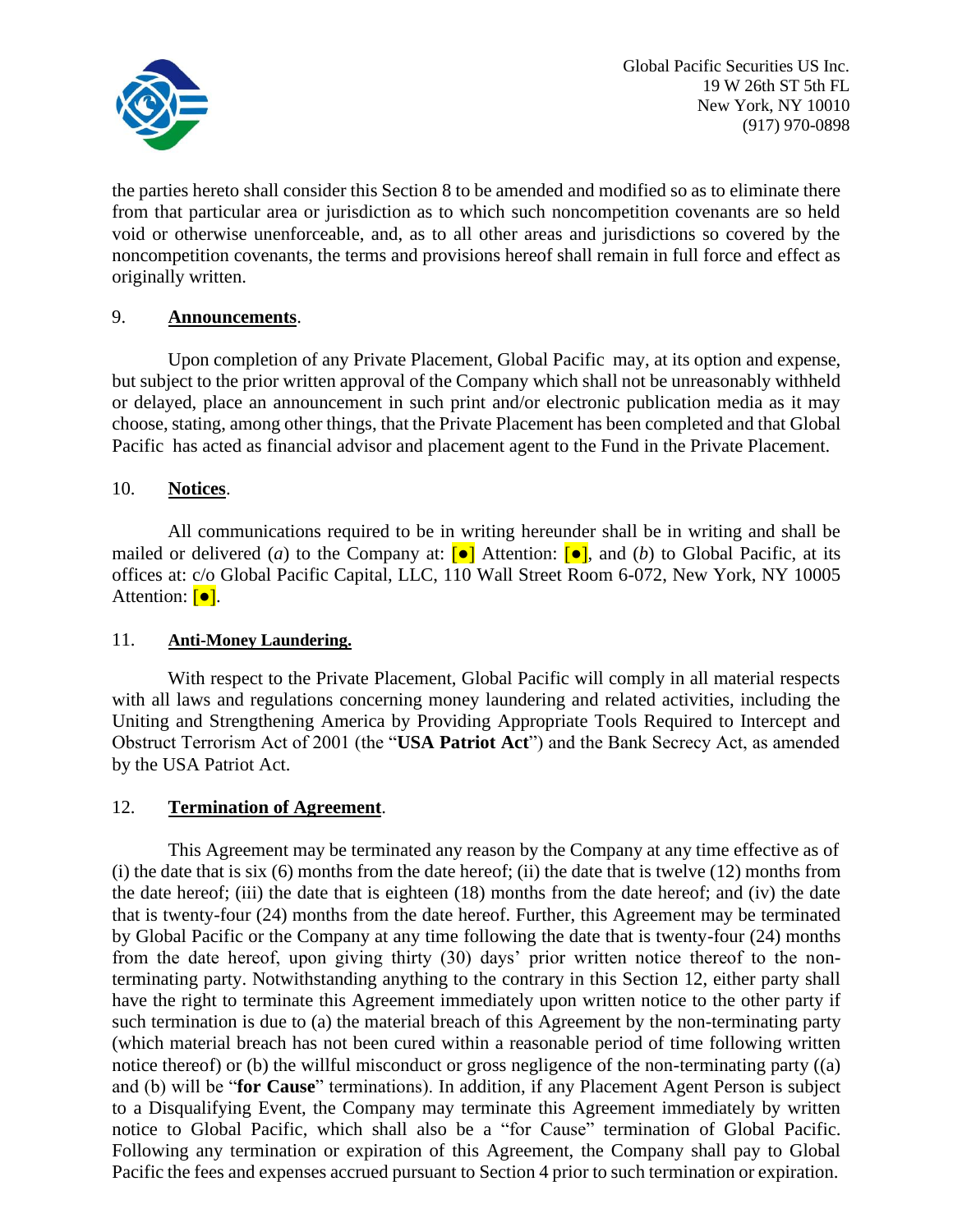the parties hereto shall consider this Section 8 to be amended and modified so as to eliminate there from that particular area or jurisdiction as to which such noncompetition covenants are so held void or otherwise unenforceable, and, as to all other areas and jurisdictions so covered by the noncompetition covenants, the terms and provisions hereof shall remain in full force and effect as originally written.

9. **Announcements**.

Upon completion of any Private Placement, Global Pacific may, at its option and expense, but subject to the prior written approval of the Company which shall not be unreasonably withheld or delayed, place an announcement in such print and/or electronic publication media as it may choose, stating, among other things, that the Private Placement has been completed and that Global Pacific has acted as financial advisor and placement agent to the Fund in the Private Placement.

10. **Notices**.

All communications required to be in writing hereunder shall be in writing and shall be mailed or delivered (*a*) to the Company at: [●] Attention: [●], and (*b*) to Global Pacific, at its offices at: c/o Global Pacific Capital, LLC, 110 Wall Street Room 6-072, New York, NY 10005 Attention: [●].

11. **Anti-Money Laundering.**

With respect to the Private Placement, Global Pacific will comply in all material respects with all laws and regulations concerning money laundering and related activities, including the Uniting and Strengthening America by Providing Appropriate Tools Required to Intercept and Obstruct Terrorism Act of 2001 (the "**USA Patriot Act**") and the Bank Secrecy Act, as amended by the USA Patriot Act.

12. **Termination of Agreement**.

This Agreement may be terminated any reason by the Company at any time effective as of (i) the date that is six (6) months from the date hereof; (ii) the date that is twelve (12) months from the date hereof; (iii) the date that is eighteen (18) months from the date hereof; and (iv) the date that is twenty-four (24) months from the date hereof. Further, this Agreement may be terminated by Global Pacific or the Company at any time following the date that is twenty-four (24) months from the date hereof, upon giving thirty (30) days' prior written notice thereof to the non-terminating party. Notwithstanding anything to the contrary in this Section 12, either party shall have the right to terminate this Agreement immediately upon written notice to the other party if such termination is due to (a) the material breach of this Agreement by the non-terminating party (which material breach has not been cured within a reasonable period of time following written notice thereof) or (b) the willful misconduct or gross negligence of the non-terminating party ((a) and (b) will be "**for Cause**" terminations). In addition, if any Placement Agent Person is subject to a Disqualifying Event, the Company may terminate this Agreement immediately by written notice to Global Pacific, which shall also be a "for Cause" termination of Global Pacific. Following any termination or expiration of this Agreement, the Company shall pay to Global Pacific the fees and expenses accrued pursuant to Section 4 prior to such termination or expiration.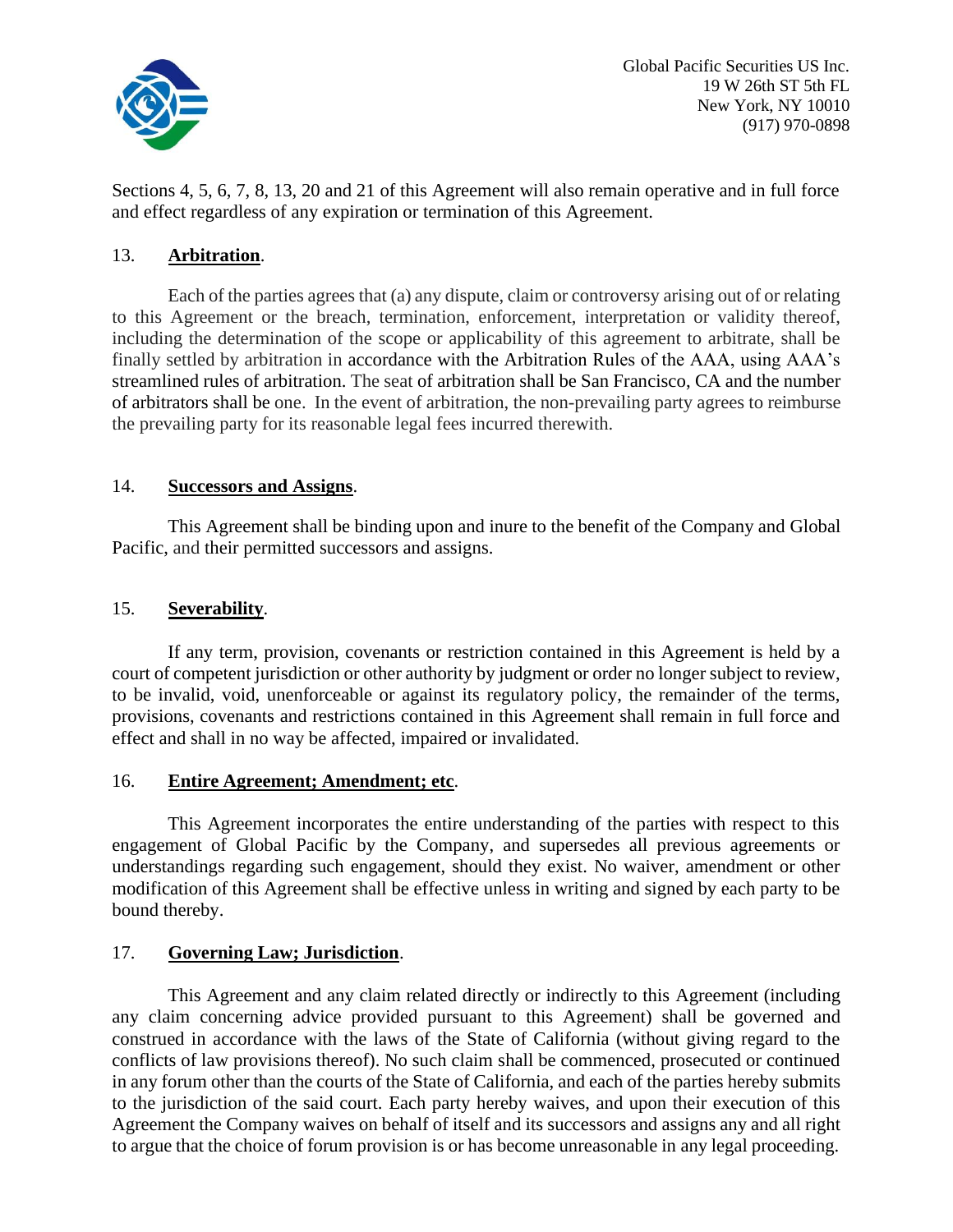Sections 4, 5, 6, 7, 8, 13, 20 and 21 of this Agreement will also remain operative and in full force and effect regardless of any expiration or termination of this Agreement.

13. **Arbitration**.

Each of the parties agrees that (a) any dispute, claim or controversy arising out of or relating to this Agreement or the breach, termination, enforcement, interpretation or validity thereof, including the determination of the scope or applicability of this agreement to arbitrate, shall be finally settled by arbitration in accordance with the Arbitration Rules of the AAA, using AAA's streamlined rules of arbitration. The seat of arbitration shall be San Francisco, CA and the number of arbitrators shall be one. In the event of arbitration, the non-prevailing party agrees to reimburse the prevailing party for its reasonable legal fees incurred therewith.

14. **Successors and Assigns**.

This Agreement shall be binding upon and inure to the benefit of the Company and Global Pacific, and their permitted successors and assigns.

15. **Severability**.

If any term, provision, covenants or restriction contained in this Agreement is held by a court of competent jurisdiction or other authority by judgment or order no longer subject to review, to be invalid, void, unenforceable or against its regulatory policy, the remainder of the terms, provisions, covenants and restrictions contained in this Agreement shall remain in full force and effect and shall in no way be affected, impaired or invalidated.

16. **Entire Agreement; Amendment; etc**.

This Agreement incorporates the entire understanding of the parties with respect to this engagement of Global Pacific by the Company, and supersedes all previous agreements or understandings regarding such engagement, should they exist. No waiver, amendment or other modification of this Agreement shall be effective unless in writing and signed by each party to be bound thereby.

17. **Governing Law; Jurisdiction**.

This Agreement and any claim related directly or indirectly to this Agreement (including any claim concerning advice provided pursuant to this Agreement) shall be governed and construed in accordance with the laws of the State of California (without giving regard to the conflicts of law provisions thereof). No such claim shall be commenced, prosecuted or continued in any forum other than the courts of the State of California, and each of the parties hereby submits to the jurisdiction of the said court. Each party hereby waives, and upon their execution of this Agreement the Company waives on behalf of itself and its successors and assigns any and all right to argue that the choice of forum provision is or has become unreasonable in any legal proceeding.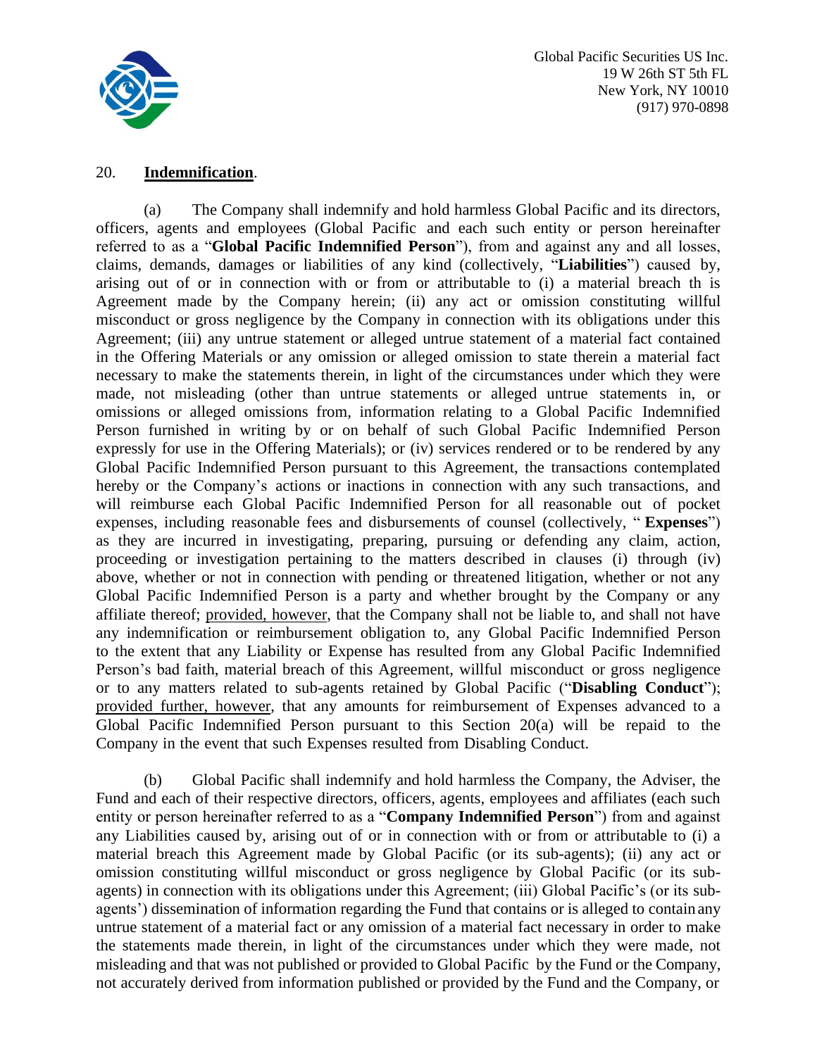20. **Indemnification**.

(a) The Company shall indemnify and hold harmless Global Pacific and its directors, officers, agents and employees (Global Pacific and each such entity or person hereinafter referred to as a "**Global Pacific Indemnified Person**"), from and against any and all losses, claims, demands, damages or liabilities of any kind (collectively, "**Liabilities**") caused by, arising out of or in connection with or from or attributable to (i) a material breach th is Agreement made by the Company herein; (ii) any act or omission constituting willful misconduct or gross negligence by the Company in connection with its obligations under this Agreement; (iii) any untrue statement or alleged untrue statement of a material fact contained in the Offering Materials or any omission or alleged omission to state therein a material fact necessary to make the statements therein, in light of the circumstances under which they were made, not misleading (other than untrue statements or alleged untrue statements in, or omissions or alleged omissions from, information relating to a Global Pacific Indemnified Person furnished in writing by or on behalf of such Global Pacific Indemnified Person expressly for use in the Offering Materials); or (iv) services rendered or to be rendered by any Global Pacific Indemnified Person pursuant to this Agreement, the transactions contemplated hereby or the Company's actions or inactions in connection with any such transactions, and will reimburse each Global Pacific Indemnified Person for all reasonable out of pocket expenses, including reasonable fees and disbursements of counsel (collectively, " **Expenses**") as they are incurred in investigating, preparing, pursuing or defending any claim, action, proceeding or investigation pertaining to the matters described in clauses (i) through (iv) above, whether or not in connection with pending or threatened litigation, whether or not any Global Pacific Indemnified Person is a party and whether brought by the Company or any affiliate thereof; provided, however, that the Company shall not be liable to, and shall not have any indemnification or reimbursement obligation to, any Global Pacific Indemnified Person to the extent that any Liability or Expense has resulted from any Global Pacific Indemnified Person's bad faith, material breach of this Agreement, willful misconduct or gross negligence or to any matters related to sub-agents retained by Global Pacific ("**Disabling Conduct**"); provided further, however, that any amounts for reimbursement of Expenses advanced to a Global Pacific Indemnified Person pursuant to this Section 20(a) will be repaid to the Company in the event that such Expenses resulted from Disabling Conduct.

(b) Global Pacific shall indemnify and hold harmless the Company, the Adviser, the Fund and each of their respective directors, officers, agents, employees and affiliates (each such entity or person hereinafter referred to as a "**Company Indemnified Person**") from and against any Liabilities caused by, arising out of or in connection with or from or attributable to (i) a material breach this Agreement made by Global Pacific (or its sub-agents); (ii) any act or omission constituting willful misconduct or gross negligence by Global Pacific (or its sub-agents) in connection with its obligations under this Agreement; (iii) Global Pacific's (or its sub-agents') dissemination of information regarding the Fund that contains or is alleged to contain any untrue statement of a material fact or any omission of a material fact necessary in order to make the statements made therein, in light of the circumstances under which they were made, not misleading and that was not published or provided to Global Pacific by the Fund or the Company, not accurately derived from information published or provided by the Fund and the Company, or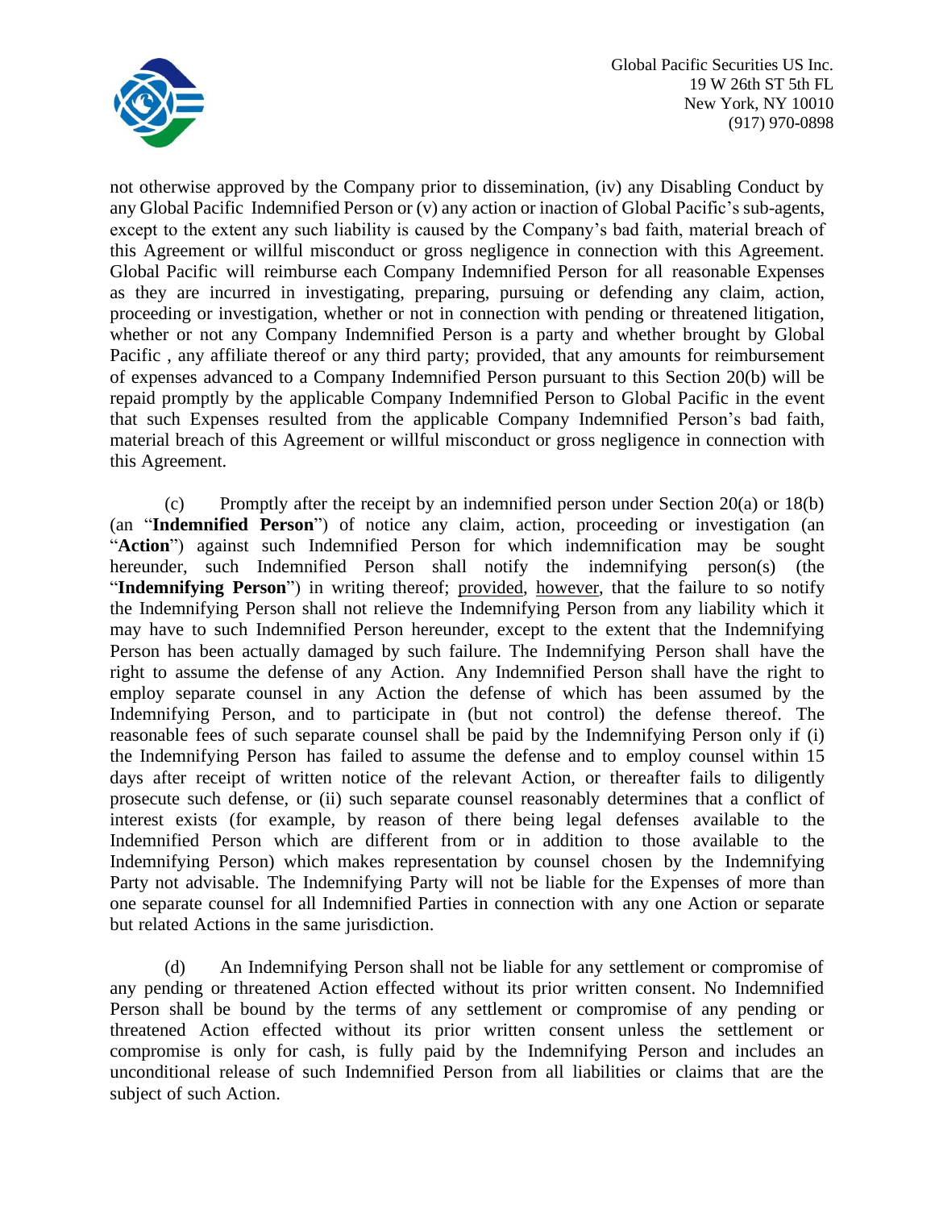not otherwise approved by the Company prior to dissemination, (iv) any Disabling Conduct by any Global Pacific Indemnified Person or (v) any action or inaction of Global Pacific's sub-agents, except to the extent any such liability is caused by the Company's bad faith, material breach of this Agreement or willful misconduct or gross negligence in connection with this Agreement. Global Pacific will reimburse each Company Indemnified Person for all reasonable Expenses as they are incurred in investigating, preparing, pursuing or defending any claim, action, proceeding or investigation, whether or not in connection with pending or threatened litigation, whether or not any Company Indemnified Person is a party and whether brought by Global Pacific , any affiliate thereof or any third party; provided, that any amounts for reimbursement of expenses advanced to a Company Indemnified Person pursuant to this Section 20(b) will be repaid promptly by the applicable Company Indemnified Person to Global Pacific in the event that such Expenses resulted from the applicable Company Indemnified Person's bad faith, material breach of this Agreement or willful misconduct or gross negligence in connection with this Agreement.

(c) Promptly after the receipt by an indemnified person under Section 20(a) or 18(b) (an "**Indemnified Person**") of notice any claim, action, proceeding or investigation (an "**Action**") against such Indemnified Person for which indemnification may be sought hereunder, such Indemnified Person shall notify the indemnifying person(s) (the "**Indemnifying Person**") in writing thereof; provided, however, that the failure to so notify the Indemnifying Person shall not relieve the Indemnifying Person from any liability which it may have to such Indemnified Person hereunder, except to the extent that the Indemnifying Person has been actually damaged by such failure. The Indemnifying Person shall have the right to assume the defense of any Action. Any Indemnified Person shall have the right to employ separate counsel in any Action the defense of which has been assumed by the Indemnifying Person, and to participate in (but not control) the defense thereof. The reasonable fees of such separate counsel shall be paid by the Indemnifying Person only if (i) the Indemnifying Person has failed to assume the defense and to employ counsel within 15 days after receipt of written notice of the relevant Action, or thereafter fails to diligently prosecute such defense, or (ii) such separate counsel reasonably determines that a conflict of interest exists (for example, by reason of there being legal defenses available to the Indemnified Person which are different from or in addition to those available to the Indemnifying Person) which makes representation by counsel chosen by the Indemnifying Party not advisable. The Indemnifying Party will not be liable for the Expenses of more than one separate counsel for all Indemnified Parties in connection with any one Action or separate but related Actions in the same jurisdiction.

(d) An Indemnifying Person shall not be liable for any settlement or compromise of any pending or threatened Action effected without its prior written consent. No Indemnified Person shall be bound by the terms of any settlement or compromise of any pending or threatened Action effected without its prior written consent unless the settlement or compromise is only for cash, is fully paid by the Indemnifying Person and includes an unconditional release of such Indemnified Person from all liabilities or claims that are the subject of such Action.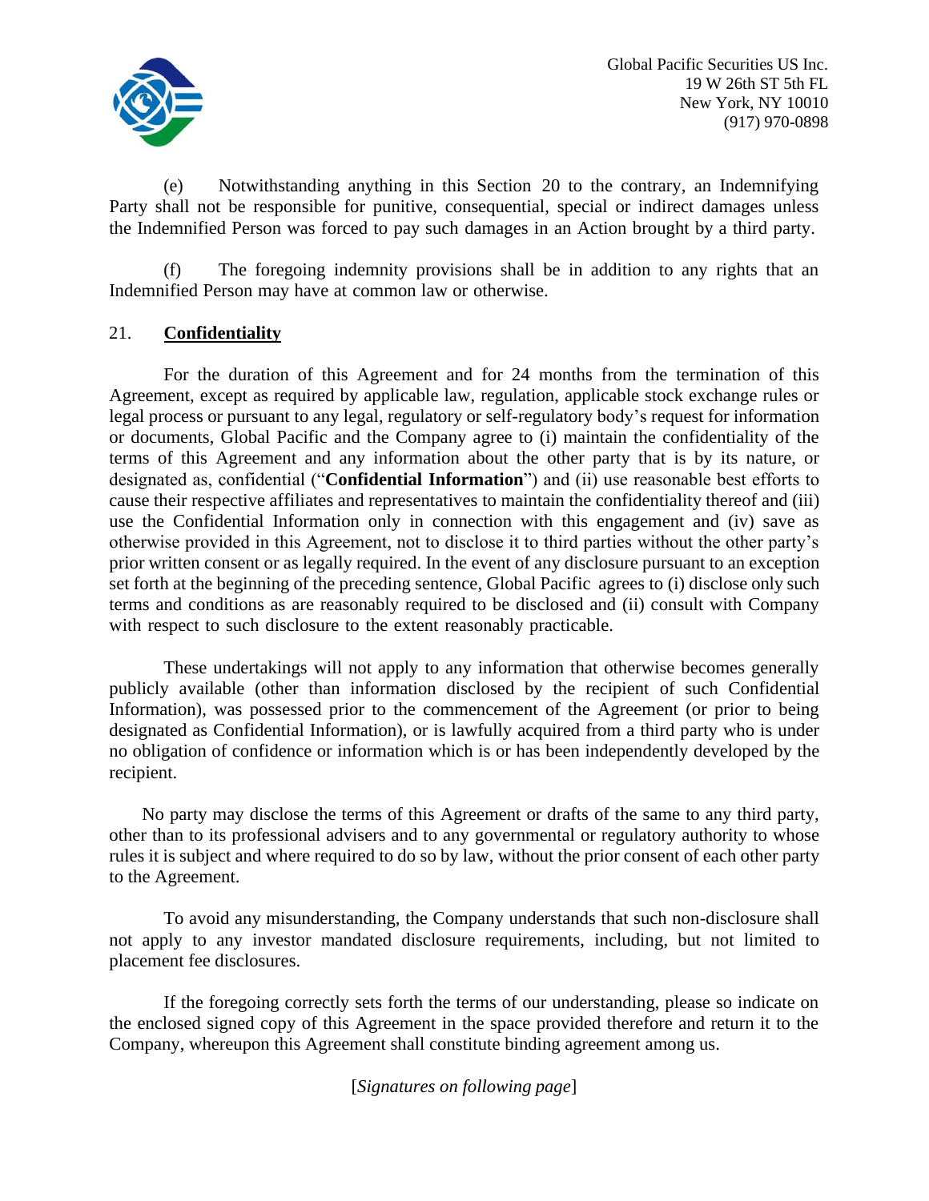(e) Notwithstanding anything in this Section 20 to the contrary, an Indemnifying Party shall not be responsible for punitive, consequential, special or indirect damages unless the Indemnified Person was forced to pay such damages in an Action brought by a third party.

(f) The foregoing indemnity provisions shall be in addition to any rights that an Indemnified Person may have at common law or otherwise.

## 21. **Confidentiality**

For the duration of this Agreement and for 24 months from the termination of this Agreement, except as required by applicable law, regulation, applicable stock exchange rules or legal process or pursuant to any legal, regulatory or self-regulatory body's request for information or documents, Global Pacific and the Company agree to (i) maintain the confidentiality of the terms of this Agreement and any information about the other party that is by its nature, or designated as, confidential ("**Confidential Information**") and (ii) use reasonable best efforts to cause their respective affiliates and representatives to maintain the confidentiality thereof and (iii) use the Confidential Information only in connection with this engagement and (iv) save as otherwise provided in this Agreement, not to disclose it to third parties without the other party's prior written consent or as legally required. In the event of any disclosure pursuant to an exception set forth at the beginning of the preceding sentence, Global Pacific agrees to (i) disclose only such terms and conditions as are reasonably required to be disclosed and (ii) consult with Company with respect to such disclosure to the extent reasonably practicable.

These undertakings will not apply to any information that otherwise becomes generally publicly available (other than information disclosed by the recipient of such Confidential Information), was possessed prior to the commencement of the Agreement (or prior to being designated as Confidential Information), or is lawfully acquired from a third party who is under no obligation of confidence or information which is or has been independently developed by the recipient.

No party may disclose the terms of this Agreement or drafts of the same to any third party, other than to its professional advisers and to any governmental or regulatory authority to whose rules it is subject and where required to do so by law, without the prior consent of each other party to the Agreement.

To avoid any misunderstanding, the Company understands that such non-disclosure shall not apply to any investor mandated disclosure requirements, including, but not limited to placement fee disclosures.

If the foregoing correctly sets forth the terms of our understanding, please so indicate on the enclosed signed copy of this Agreement in the space provided therefore and return it to the Company, whereupon this Agreement shall constitute binding agreement among us.

[*Signatures on following page*]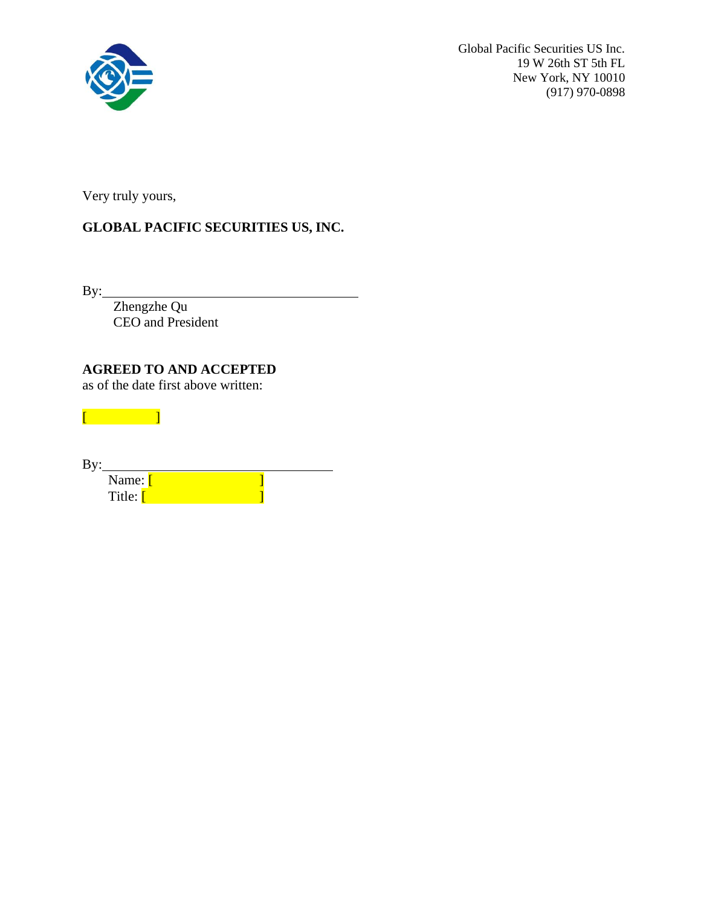Global Pacific Securities US Inc.
19 W 26th ST 5th FL
New York, NY 10010
(917) 970-0898

Very truly yours,

**GLOBAL PACIFIC SECURITIES US, INC.**

By:_______________________________________

Zhengzhe Qu
CEO and President

**AGREED TO AND ACCEPTED**
as of the date first above written:

[            ]

By:___________________________________

Name: [                    ]
Title: [                    ]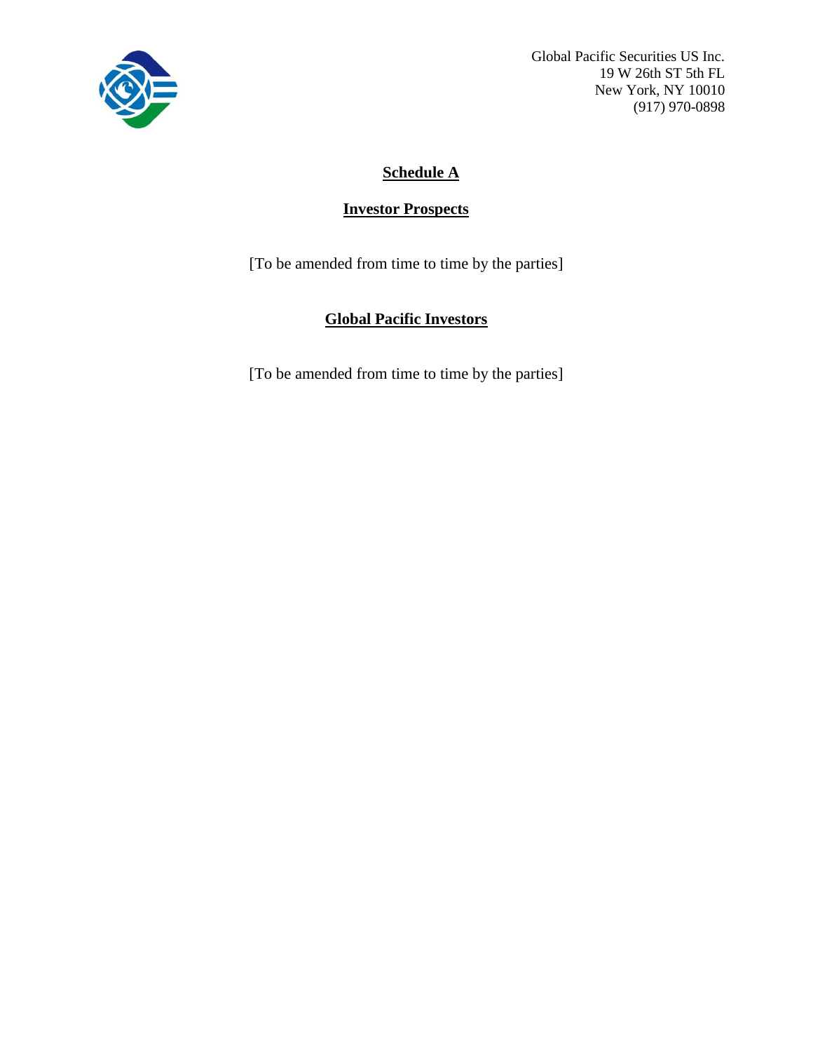Global Pacific Securities US Inc.
19 W 26th ST 5th FL
New York, NY 10010
(917) 970-0898

# Schedule A

## Investor Prospects

[To be amended from time to time by the parties]

## Global Pacific Investors

[To be amended from time to time by the parties]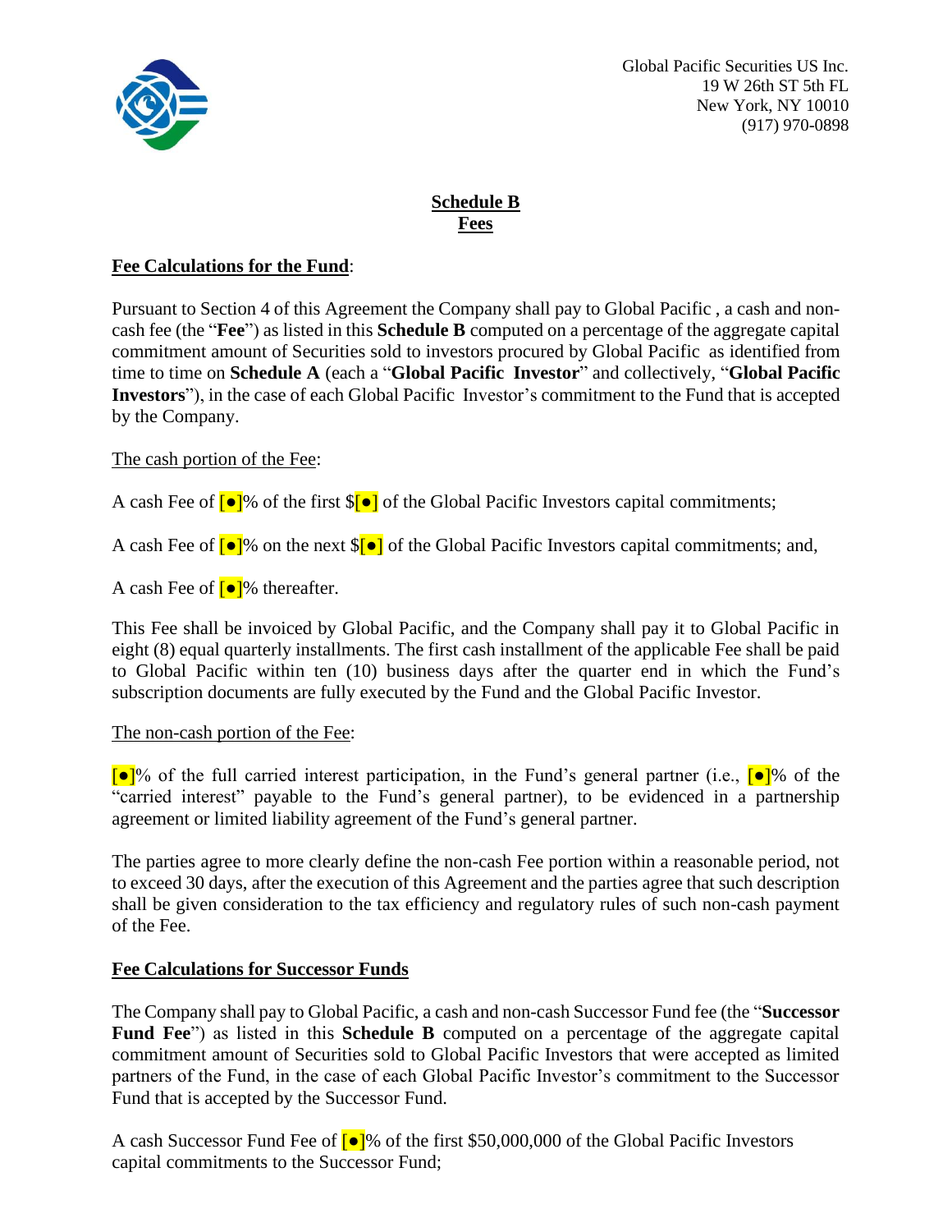Global Pacific Securities US Inc.
19 W 26th ST 5th FL
New York, NY 10010
(917) 970-0898

## Schedule B
## Fees

**Fee Calculations for the Fund**:

Pursuant to Section 4 of this Agreement the Company shall pay to Global Pacific , a cash and non-cash fee (the "**Fee**") as listed in this **Schedule B** computed on a percentage of the aggregate capital commitment amount of Securities sold to investors procured by Global Pacific as identified from time to time on **Schedule A** (each a "**Global Pacific Investor**" and collectively, "**Global Pacific Investors**"), in the case of each Global Pacific Investor's commitment to the Fund that is accepted by the Company.

The cash portion of the Fee:

A cash Fee of [●]% of the first $[●] of the Global Pacific Investors capital commitments;

A cash Fee of [●]% on the next $[●] of the Global Pacific Investors capital commitments; and,

A cash Fee of [●]% thereafter.

This Fee shall be invoiced by Global Pacific, and the Company shall pay it to Global Pacific in eight (8) equal quarterly installments. The first cash installment of the applicable Fee shall be paid to Global Pacific within ten (10) business days after the quarter end in which the Fund's subscription documents are fully executed by the Fund and the Global Pacific Investor.

The non-cash portion of the Fee:

[●]% of the full carried interest participation, in the Fund's general partner (i.e., [●]% of the "carried interest" payable to the Fund's general partner), to be evidenced in a partnership agreement or limited liability agreement of the Fund's general partner.

The parties agree to more clearly define the non-cash Fee portion within a reasonable period, not to exceed 30 days, after the execution of this Agreement and the parties agree that such description shall be given consideration to the tax efficiency and regulatory rules of such non-cash payment of the Fee.

**Fee Calculations for Successor Funds**

The Company shall pay to Global Pacific, a cash and non-cash Successor Fund fee (the "**Successor Fund Fee**") as listed in this **Schedule B** computed on a percentage of the aggregate capital commitment amount of Securities sold to Global Pacific Investors that were accepted as limited partners of the Fund, in the case of each Global Pacific Investor's commitment to the Successor Fund that is accepted by the Successor Fund.

A cash Successor Fund Fee of [●]% of the first $50,000,000 of the Global Pacific Investors capital commitments to the Successor Fund;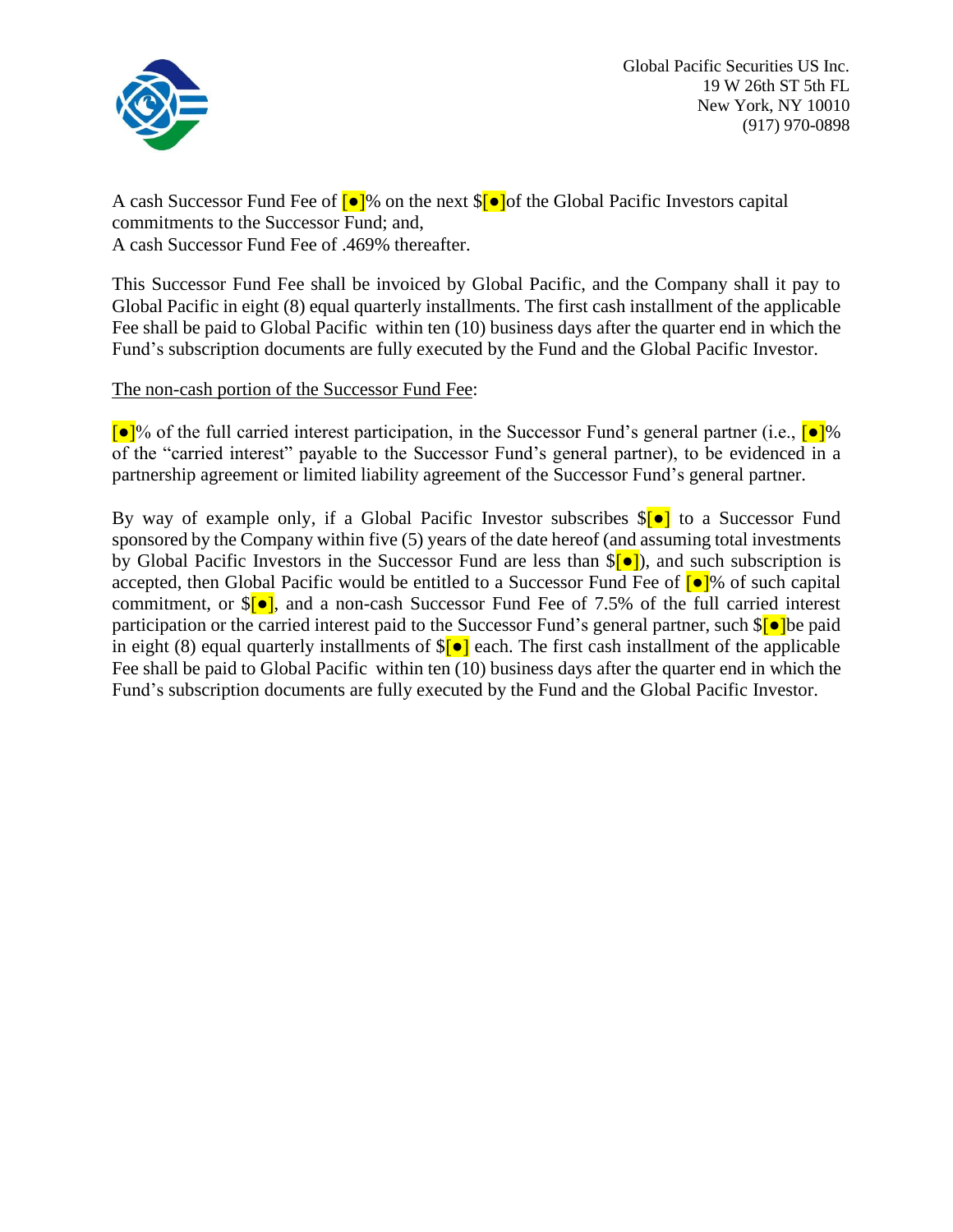Global Pacific Securities US Inc.
19 W 26th ST 5th FL
New York, NY 10010
(917) 970-0898

A cash Successor Fund Fee of [●]% on the next $[●]of the Global Pacific Investors capital commitments to the Successor Fund; and,
A cash Successor Fund Fee of .469% thereafter.

This Successor Fund Fee shall be invoiced by Global Pacific, and the Company shall it pay to Global Pacific in eight (8) equal quarterly installments. The first cash installment of the applicable Fee shall be paid to Global Pacific within ten (10) business days after the quarter end in which the Fund's subscription documents are fully executed by the Fund and the Global Pacific Investor.

<u>The non-cash portion of the Successor Fund Fee</u>:

[●]% of the full carried interest participation, in the Successor Fund's general partner (i.e., [●]% of the "carried interest" payable to the Successor Fund's general partner), to be evidenced in a partnership agreement or limited liability agreement of the Successor Fund's general partner.

By way of example only, if a Global Pacific Investor subscribes $[●] to a Successor Fund sponsored by the Company within five (5) years of the date hereof (and assuming total investments by Global Pacific Investors in the Successor Fund are less than $[●]), and such subscription is accepted, then Global Pacific would be entitled to a Successor Fund Fee of [●]% of such capital commitment, or $[●], and a non-cash Successor Fund Fee of 7.5% of the full carried interest participation or the carried interest paid to the Successor Fund's general partner, such $[●]be paid in eight (8) equal quarterly installments of $[●] each. The first cash installment of the applicable Fee shall be paid to Global Pacific within ten (10) business days after the quarter end in which the Fund's subscription documents are fully executed by the Fund and the Global Pacific Investor.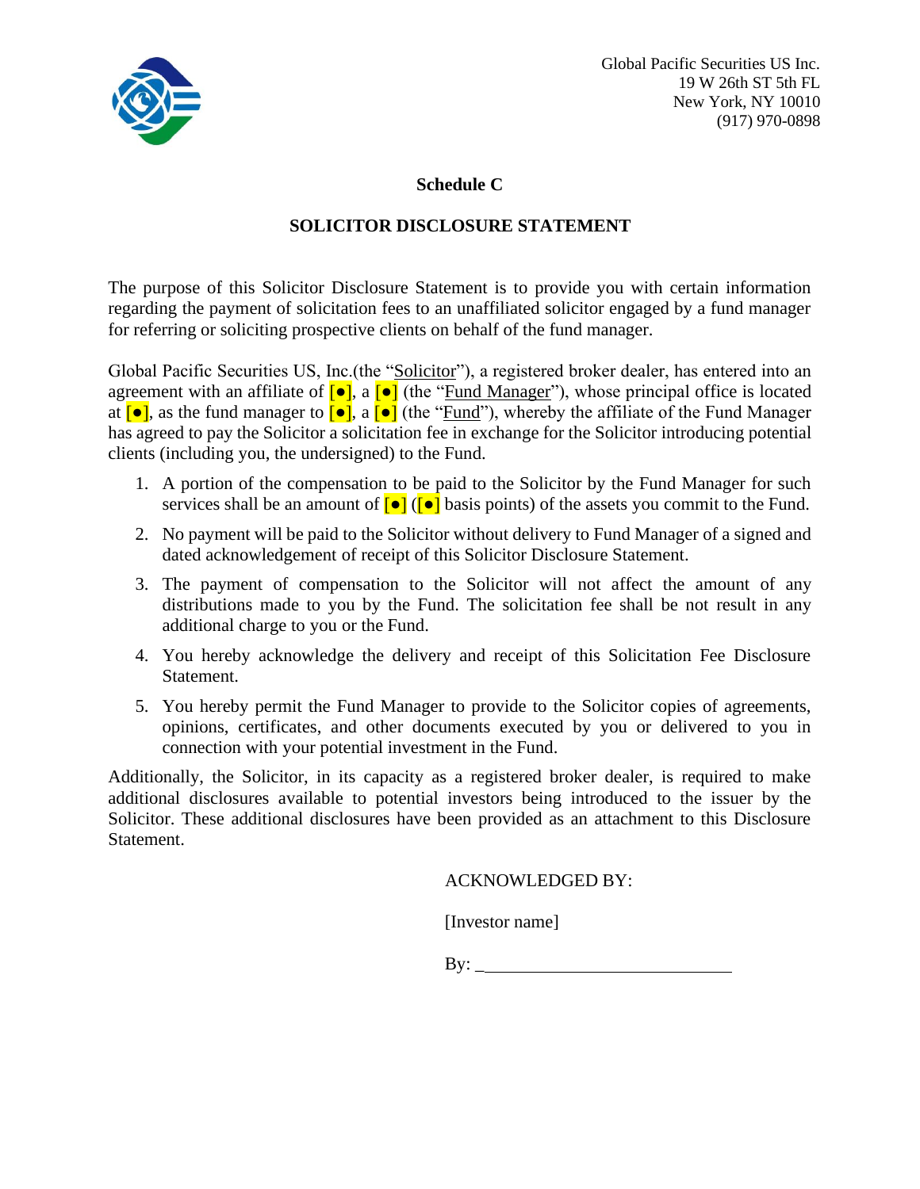Global Pacific Securities US Inc.
19 W 26th ST 5th FL
New York, NY 10010
(917) 970-0898

**Schedule C**

**SOLICITOR DISCLOSURE STATEMENT**

The purpose of this Solicitor Disclosure Statement is to provide you with certain information regarding the payment of solicitation fees to an unaffiliated solicitor engaged by a fund manager for referring or soliciting prospective clients on behalf of the fund manager.

Global Pacific Securities US, Inc.(the "Solicitor"), a registered broker dealer, has entered into an agreement with an affiliate of [●], a [●] (the "Fund Manager"), whose principal office is located at [●], as the fund manager to [●], a [●] (the "Fund"), whereby the affiliate of the Fund Manager has agreed to pay the Solicitor a solicitation fee in exchange for the Solicitor introducing potential clients (including you, the undersigned) to the Fund.

1. A portion of the compensation to be paid to the Solicitor by the Fund Manager for such services shall be an amount of [●] ([●] basis points) of the assets you commit to the Fund.
2. No payment will be paid to the Solicitor without delivery to Fund Manager of a signed and dated acknowledgement of receipt of this Solicitor Disclosure Statement.
3. The payment of compensation to the Solicitor will not affect the amount of any distributions made to you by the Fund. The solicitation fee shall be not result in any additional charge to you or the Fund.
4. You hereby acknowledge the delivery and receipt of this Solicitation Fee Disclosure Statement.
5. You hereby permit the Fund Manager to provide to the Solicitor copies of agreements, opinions, certificates, and other documents executed by you or delivered to you in connection with your potential investment in the Fund.

Additionally, the Solicitor, in its capacity as a registered broker dealer, is required to make additional disclosures available to potential investors being introduced to the issuer by the Solicitor. These additional disclosures have been provided as an attachment to this Disclosure Statement.

ACKNOWLEDGED BY:

[Investor name]

By: ____________________________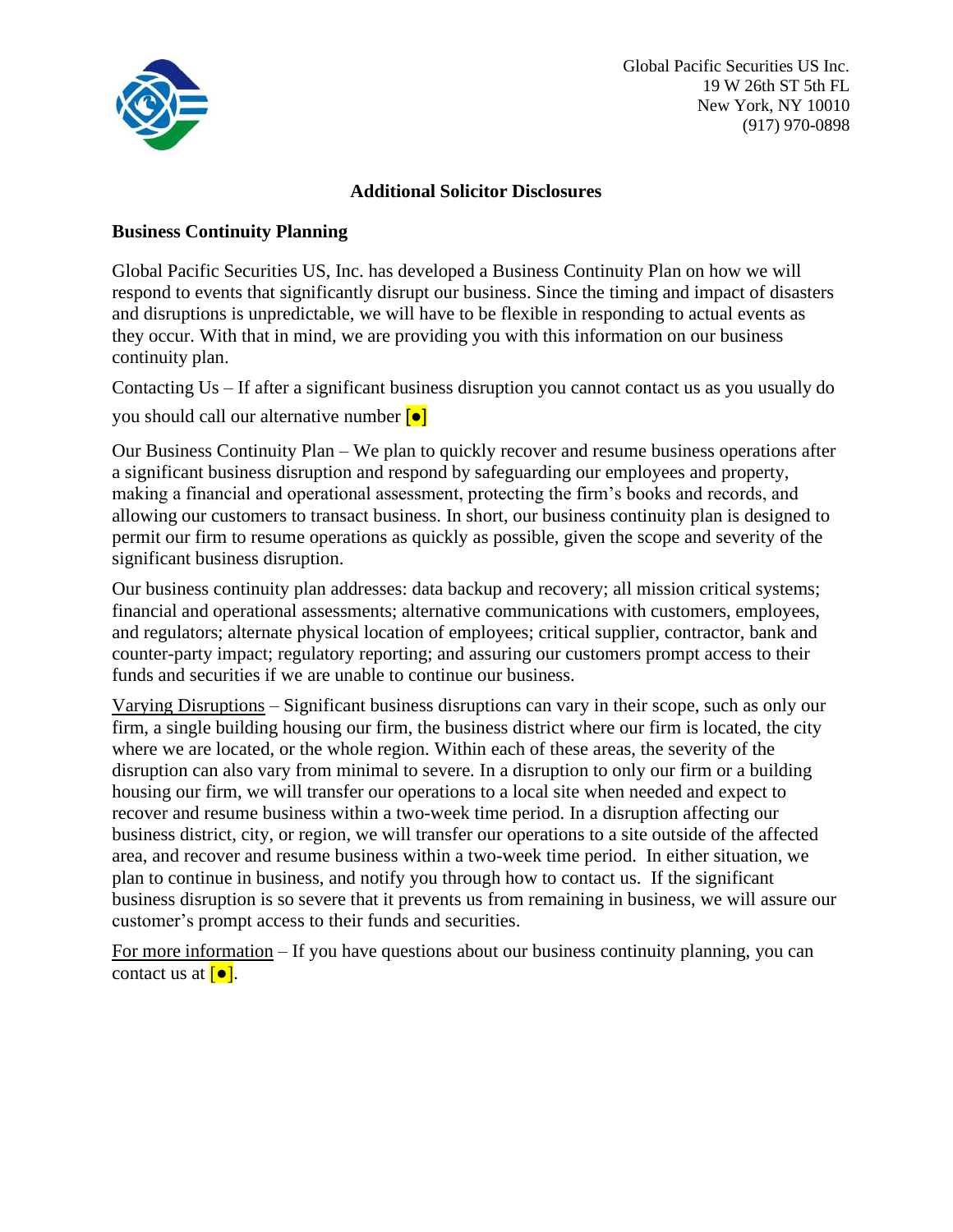Global Pacific Securities US Inc.
19 W 26th ST 5th FL
New York, NY 10010
(917) 970-0898

## Additional Solicitor Disclosures

### Business Continuity Planning

Global Pacific Securities US, Inc. has developed a Business Continuity Plan on how we will respond to events that significantly disrupt our business. Since the timing and impact of disasters and disruptions is unpredictable, we will have to be flexible in responding to actual events as they occur. With that in mind, we are providing you with this information on our business continuity plan.

Contacting Us – If after a significant business disruption you cannot contact us as you usually do you should call our alternative number [●]

Our Business Continuity Plan – We plan to quickly recover and resume business operations after a significant business disruption and respond by safeguarding our employees and property, making a financial and operational assessment, protecting the firm's books and records, and allowing our customers to transact business. In short, our business continuity plan is designed to permit our firm to resume operations as quickly as possible, given the scope and severity of the significant business disruption.

Our business continuity plan addresses: data backup and recovery; all mission critical systems; financial and operational assessments; alternative communications with customers, employees, and regulators; alternate physical location of employees; critical supplier, contractor, bank and counter-party impact; regulatory reporting; and assuring our customers prompt access to their funds and securities if we are unable to continue our business.

Varying Disruptions – Significant business disruptions can vary in their scope, such as only our firm, a single building housing our firm, the business district where our firm is located, the city where we are located, or the whole region. Within each of these areas, the severity of the disruption can also vary from minimal to severe. In a disruption to only our firm or a building housing our firm, we will transfer our operations to a local site when needed and expect to recover and resume business within a two-week time period. In a disruption affecting our business district, city, or region, we will transfer our operations to a site outside of the affected area, and recover and resume business within a two-week time period. In either situation, we plan to continue in business, and notify you through how to contact us. If the significant business disruption is so severe that it prevents us from remaining in business, we will assure our customer's prompt access to their funds and securities.

For more information – If you have questions about our business continuity planning, you can contact us at [●].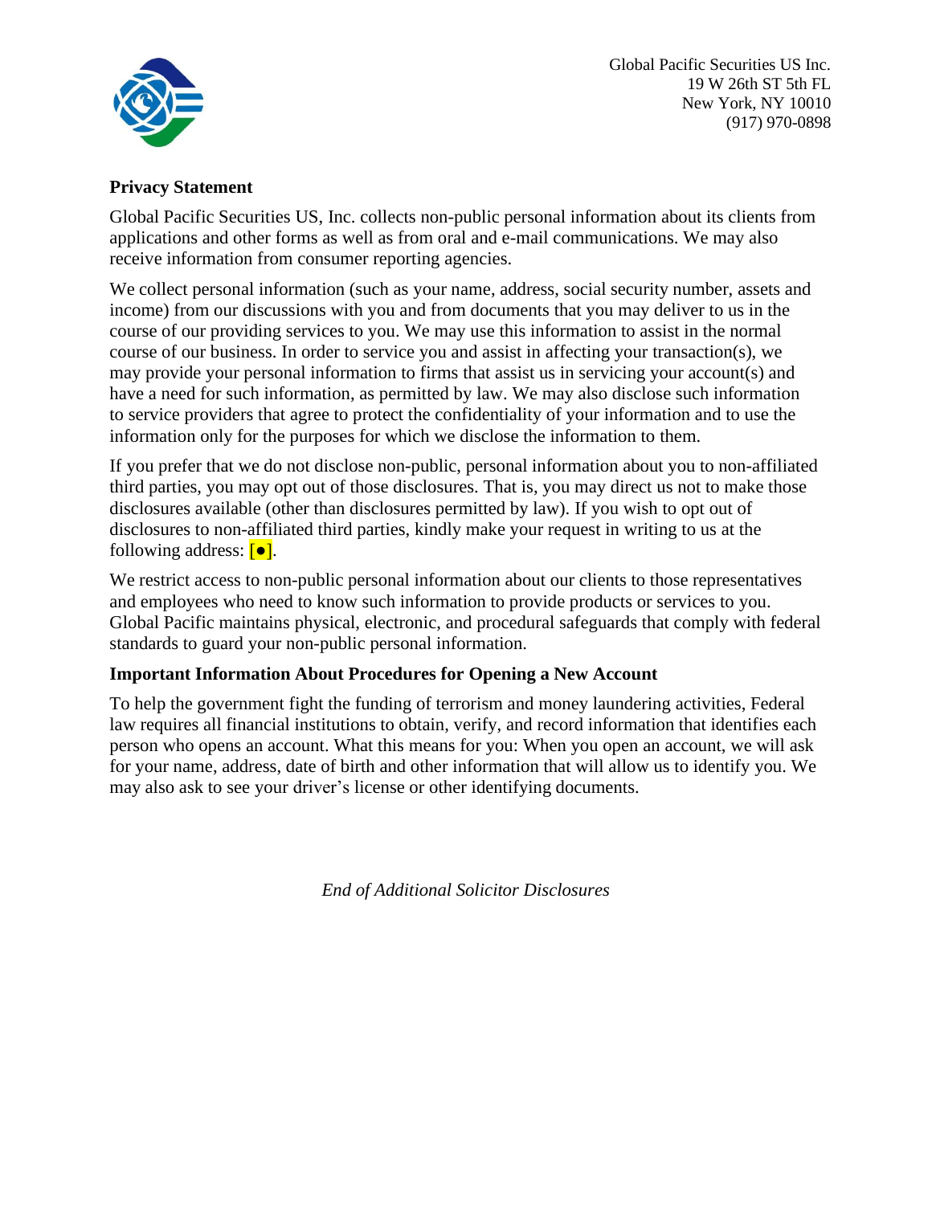Global Pacific Securities US Inc.
19 W 26th ST 5th FL
New York, NY 10010
(917) 970-0898

**Privacy Statement**

Global Pacific Securities US, Inc. collects non-public personal information about its clients from applications and other forms as well as from oral and e-mail communications. We may also receive information from consumer reporting agencies.

We collect personal information (such as your name, address, social security number, assets and income) from our discussions with you and from documents that you may deliver to us in the course of our providing services to you. We may use this information to assist in the normal course of our business. In order to service you and assist in affecting your transaction(s), we may provide your personal information to firms that assist us in servicing your account(s) and have a need for such information, as permitted by law. We may also disclose such information to service providers that agree to protect the confidentiality of your information and to use the information only for the purposes for which we disclose the information to them.

If you prefer that we do not disclose non-public, personal information about you to non-affiliated third parties, you may opt out of those disclosures. That is, you may direct us not to make those disclosures available (other than disclosures permitted by law). If you wish to opt out of disclosures to non-affiliated third parties, kindly make your request in writing to us at the following address: [●].

We restrict access to non-public personal information about our clients to those representatives and employees who need to know such information to provide products or services to you. Global Pacific maintains physical, electronic, and procedural safeguards that comply with federal standards to guard your non-public personal information.

**Important Information About Procedures for Opening a New Account**

To help the government fight the funding of terrorism and money laundering activities, Federal law requires all financial institutions to obtain, verify, and record information that identifies each person who opens an account. What this means for you: When you open an account, we will ask for your name, address, date of birth and other information that will allow us to identify you. We may also ask to see your driver's license or other identifying documents.

*End of Additional Solicitor Disclosures*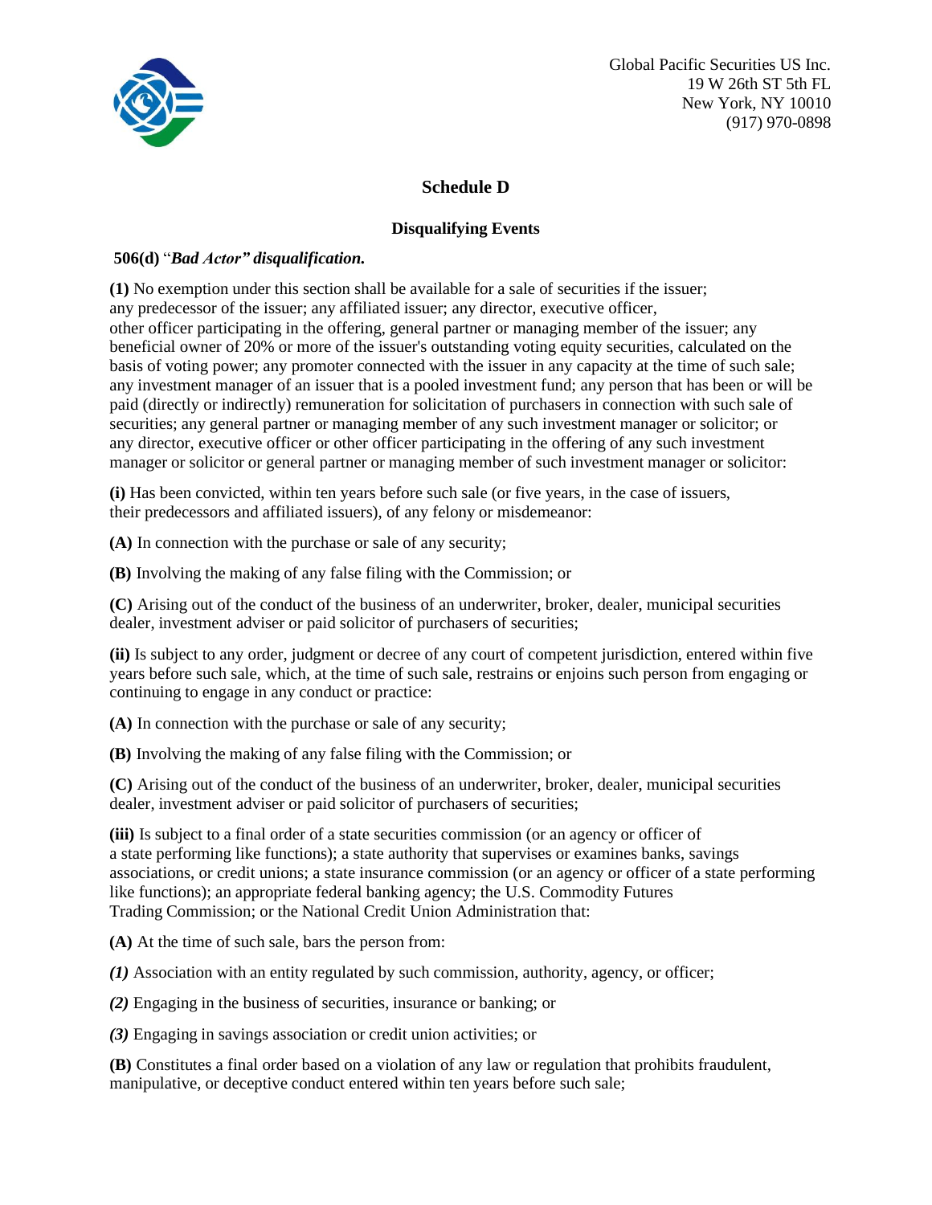Global Pacific Securities US Inc.
19 W 26th ST 5th FL
New York, NY 10010
(917) 970-0898

## Schedule D

### Disqualifying Events

**506(d)** "***Bad Actor" disqualification.***

**(1)** No exemption under this section shall be available for a sale of securities if the issuer; any predecessor of the issuer; any affiliated issuer; any director, executive officer, other officer participating in the offering, general partner or managing member of the issuer; any beneficial owner of 20% or more of the issuer's outstanding voting equity securities, calculated on the basis of voting power; any promoter connected with the issuer in any capacity at the time of such sale; any investment manager of an issuer that is a pooled investment fund; any person that has been or will be paid (directly or indirectly) remuneration for solicitation of purchasers in connection with such sale of securities; any general partner or managing member of any such investment manager or solicitor; or any director, executive officer or other officer participating in the offering of any such investment manager or solicitor or general partner or managing member of such investment manager or solicitor:

**(i)** Has been convicted, within ten years before such sale (or five years, in the case of issuers, their predecessors and affiliated issuers), of any felony or misdemeanor:

**(A)** In connection with the purchase or sale of any security;

**(B)** Involving the making of any false filing with the Commission; or

**(C)** Arising out of the conduct of the business of an underwriter, broker, dealer, municipal securities dealer, investment adviser or paid solicitor of purchasers of securities;

**(ii)** Is subject to any order, judgment or decree of any court of competent jurisdiction, entered within five years before such sale, which, at the time of such sale, restrains or enjoins such person from engaging or continuing to engage in any conduct or practice:

**(A)** In connection with the purchase or sale of any security;

**(B)** Involving the making of any false filing with the Commission; or

**(C)** Arising out of the conduct of the business of an underwriter, broker, dealer, municipal securities dealer, investment adviser or paid solicitor of purchasers of securities;

**(iii)** Is subject to a final order of a state securities commission (or an agency or officer of a state performing like functions); a state authority that supervises or examines banks, savings associations, or credit unions; a state insurance commission (or an agency or officer of a state performing like functions); an appropriate federal banking agency; the U.S. Commodity Futures Trading Commission; or the National Credit Union Administration that:

**(A)** At the time of such sale, bars the person from:

***(1)*** Association with an entity regulated by such commission, authority, agency, or officer;

***(2)*** Engaging in the business of securities, insurance or banking; or

***(3)*** Engaging in savings association or credit union activities; or

**(B)** Constitutes a final order based on a violation of any law or regulation that prohibits fraudulent, manipulative, or deceptive conduct entered within ten years before such sale;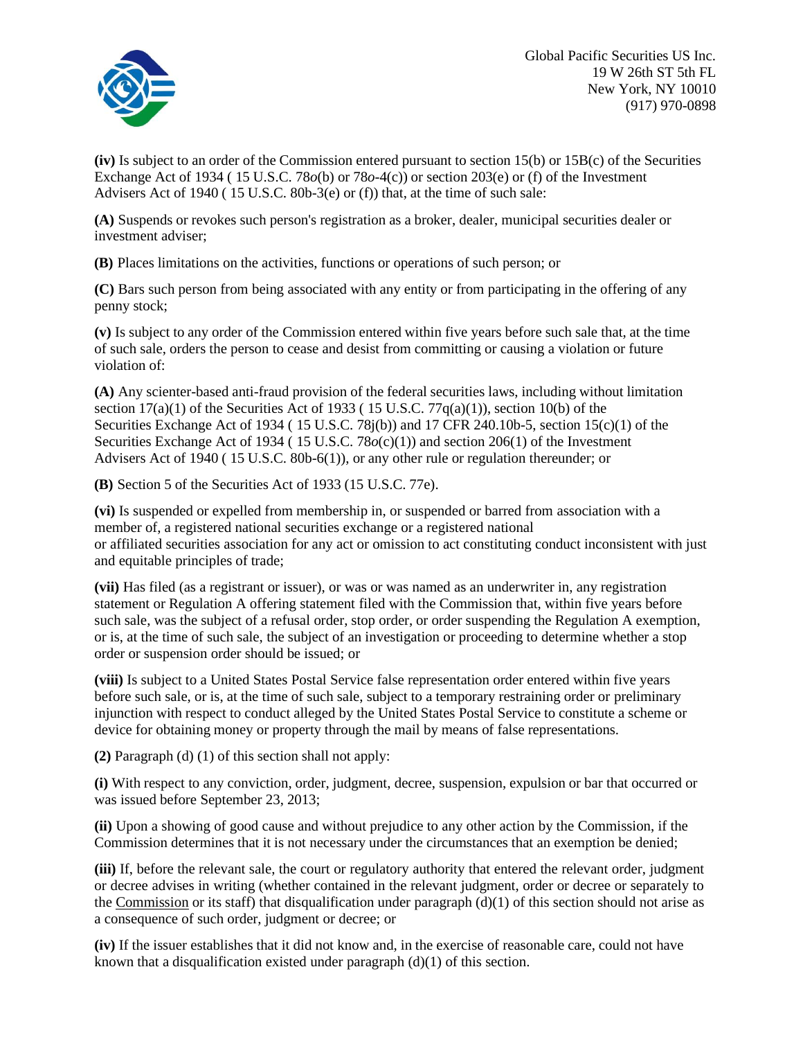**(iv)** Is subject to an order of the Commission entered pursuant to section 15(b) or 15B(c) of the Securities Exchange Act of 1934 ( 15 U.S.C. 78*o*(b) or 78*o*-4(c)) or section 203(e) or (f) of the Investment Advisers Act of 1940 ( 15 U.S.C. 80b-3(e) or (f)) that, at the time of such sale:

**(A)** Suspends or revokes such person's registration as a broker, dealer, municipal securities dealer or investment adviser;

**(B)** Places limitations on the activities, functions or operations of such person; or

**(C)** Bars such person from being associated with any entity or from participating in the offering of any penny stock;

**(v)** Is subject to any order of the Commission entered within five years before such sale that, at the time of such sale, orders the person to cease and desist from committing or causing a violation or future violation of:

**(A)** Any scienter-based anti-fraud provision of the federal securities laws, including without limitation section 17(a)(1) of the Securities Act of 1933 ( 15 U.S.C. 77q(a)(1)), section 10(b) of the Securities Exchange Act of 1934 ( 15 U.S.C. 78j(b)) and 17 CFR 240.10b-5, section 15(c)(1) of the Securities Exchange Act of 1934 ( 15 U.S.C. 78*o*(c)(1)) and section 206(1) of the Investment Advisers Act of 1940 ( 15 U.S.C. 80b-6(1)), or any other rule or regulation thereunder; or

**(B)** Section 5 of the Securities Act of 1933 (15 U.S.C. 77e).

**(vi)** Is suspended or expelled from membership in, or suspended or barred from association with a member of, a registered national securities exchange or a registered national or affiliated securities association for any act or omission to act constituting conduct inconsistent with just and equitable principles of trade;

**(vii)** Has filed (as a registrant or issuer), or was or was named as an underwriter in, any registration statement or Regulation A offering statement filed with the Commission that, within five years before such sale, was the subject of a refusal order, stop order, or order suspending the Regulation A exemption, or is, at the time of such sale, the subject of an investigation or proceeding to determine whether a stop order or suspension order should be issued; or

**(viii)** Is subject to a United States Postal Service false representation order entered within five years before such sale, or is, at the time of such sale, subject to a temporary restraining order or preliminary injunction with respect to conduct alleged by the United States Postal Service to constitute a scheme or device for obtaining money or property through the mail by means of false representations.

**(2)** Paragraph (d) (1) of this section shall not apply:

**(i)** With respect to any conviction, order, judgment, decree, suspension, expulsion or bar that occurred or was issued before September 23, 2013;

**(ii)** Upon a showing of good cause and without prejudice to any other action by the Commission, if the Commission determines that it is not necessary under the circumstances that an exemption be denied;

**(iii)** If, before the relevant sale, the court or regulatory authority that entered the relevant order, judgment or decree advises in writing (whether contained in the relevant judgment, order or decree or separately to the Commission or its staff) that disqualification under paragraph (d)(1) of this section should not arise as a consequence of such order, judgment or decree; or

**(iv)** If the issuer establishes that it did not know and, in the exercise of reasonable care, could not have known that a disqualification existed under paragraph (d)(1) of this section.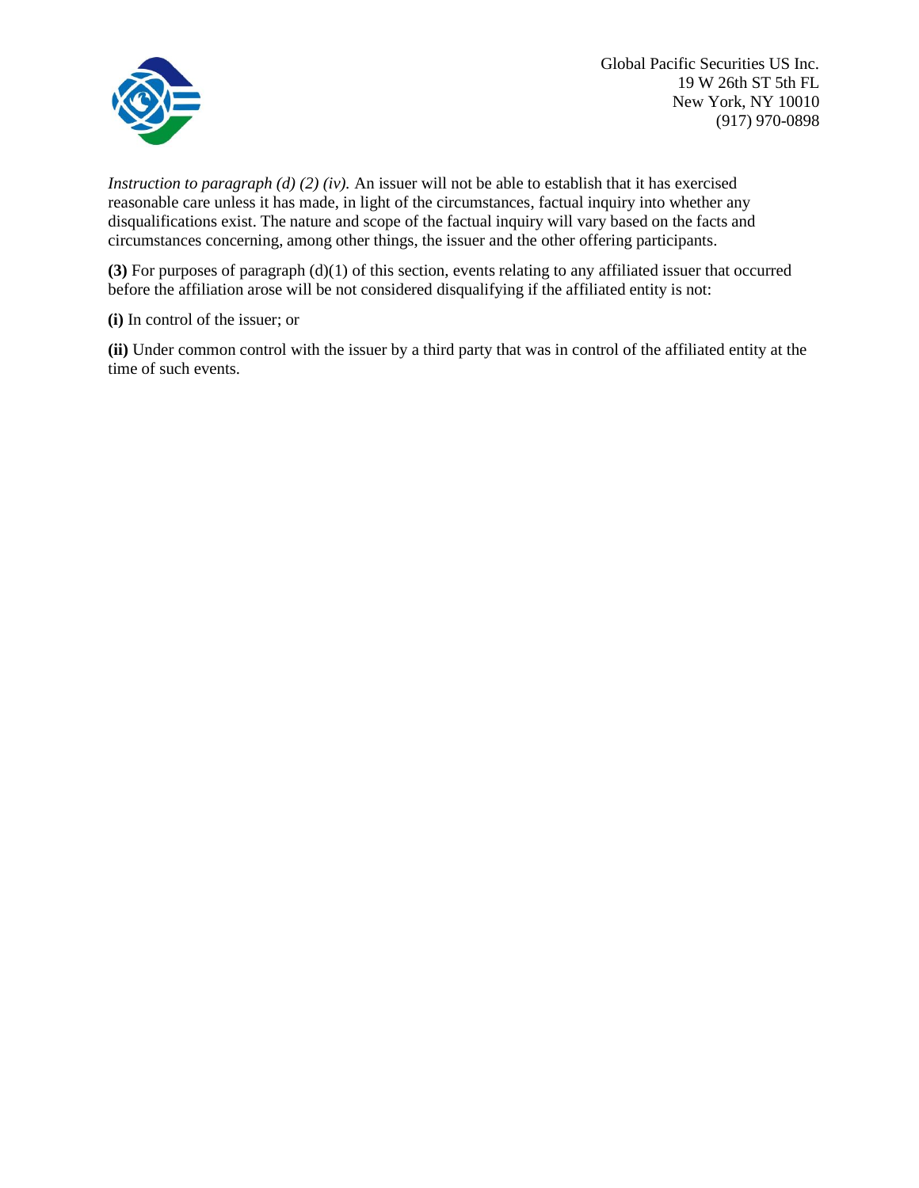*Instruction to paragraph (d) (2) (iv).* An issuer will not be able to establish that it has exercised reasonable care unless it has made, in light of the circumstances, factual inquiry into whether any disqualifications exist. The nature and scope of the factual inquiry will vary based on the facts and circumstances concerning, among other things, the issuer and the other offering participants.

**(3)** For purposes of paragraph (d)(1) of this section, events relating to any affiliated issuer that occurred before the affiliation arose will be not considered disqualifying if the affiliated entity is not:

**(i)** In control of the issuer; or

**(ii)** Under common control with the issuer by a third party that was in control of the affiliated entity at the time of such events.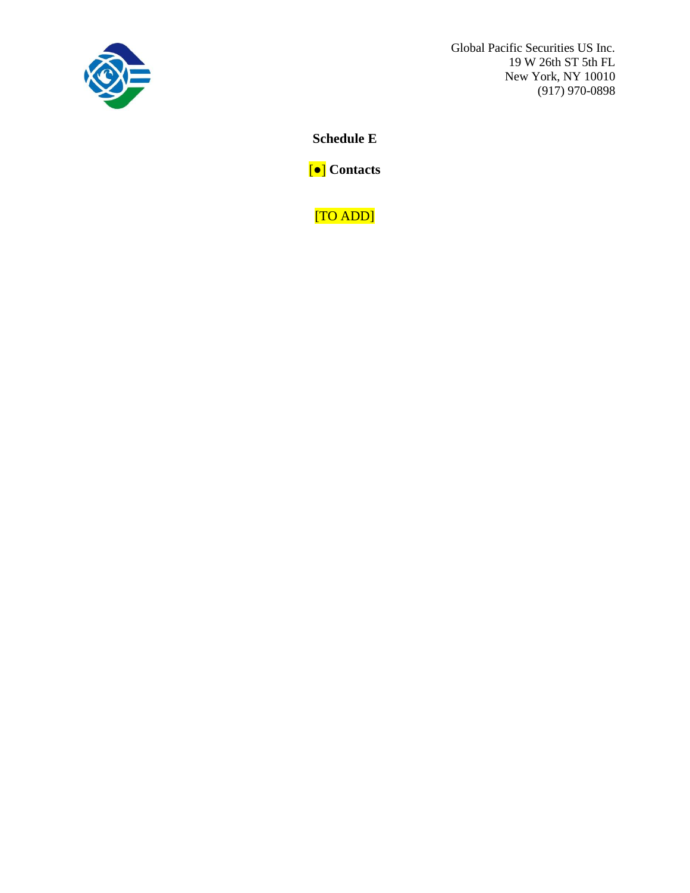Global Pacific Securities US Inc.
19 W 26th ST 5th FL
New York, NY 10010
(917) 970-0898

**Schedule E**

**[●] Contacts**

[TO ADD]